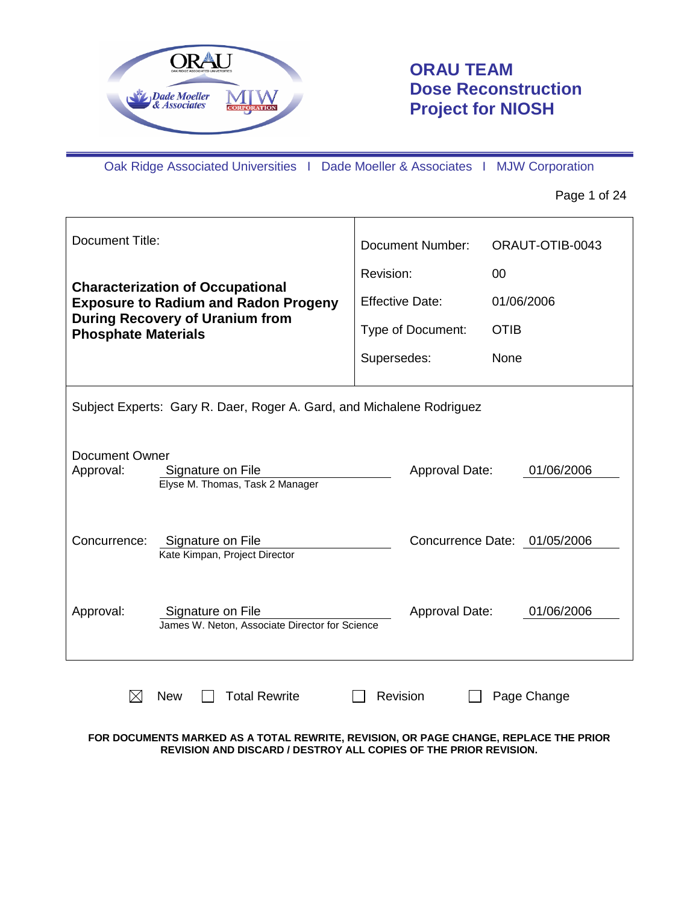# ORAU TEAM Dose Reconstruction Project for NIOSH

Oak Ridge Associated Universities I Dade Moeller & Associates I MJW Corporation

| Document Title: | | Document Number: | ORAUT-OTIB-0043 |
|---|---|---|---|
| **Characterization of Occupational Exposure to Radium and Radon Progeny During Recovery of Uranium from Phosphate Materials** | | Revision: | 00 |
| | | Effective Date: | 01/06/2006 |
| | | Type of Document: | OTIB |
| | | Supersedes: | None |

Subject Experts: Gary R. Daer, Roger A. Gard, and Michalene Rodriguez

Document Owner Approval: Signature on File — Elyse M. Thomas, Task 2 Manager — Approval Date: 01/06/2006

Concurrence: Signature on File — Kate Kimpan, Project Director — Concurrence Date: 01/05/2006

Approval: Signature on File — James W. Neton, Associate Director for Science — Approval Date: 01/06/2006

☒ New ☐ Total Rewrite ☐ Revision ☐ Page Change

**FOR DOCUMENTS MARKED AS A TOTAL REWRITE, REVISION, OR PAGE CHANGE, REPLACE THE PRIOR REVISION AND DISCARD / DESTROY ALL COPIES OF THE PRIOR REVISION.**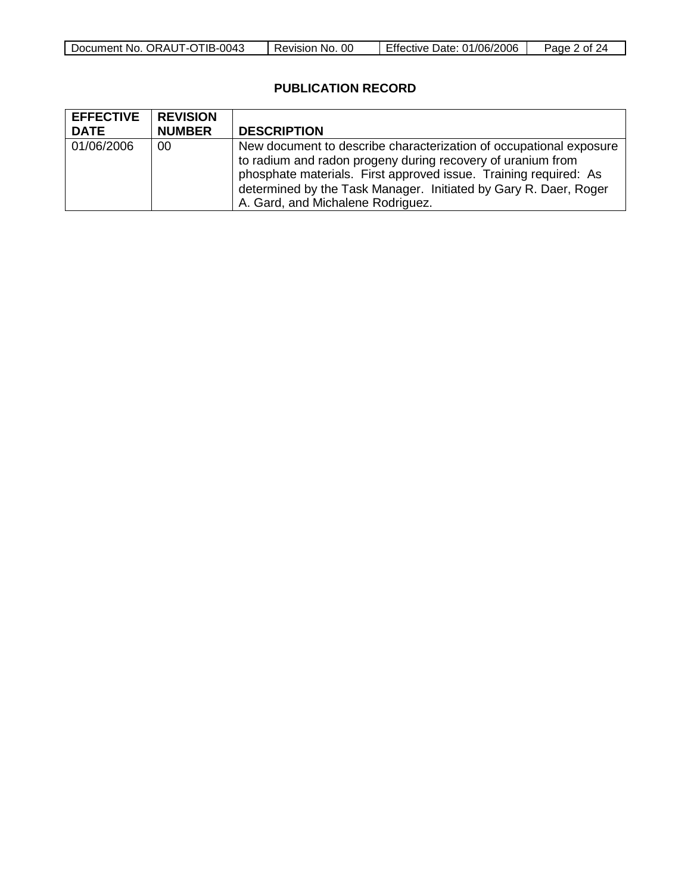## PUBLICATION RECORD

| EFFECTIVE DATE | REVISION NUMBER | DESCRIPTION |
|---|---|---|
| 01/06/2006 | 00 | New document to describe characterization of occupational exposure to radium and radon progeny during recovery of uranium from phosphate materials. First approved issue. Training required: As determined by the Task Manager. Initiated by Gary R. Daer, Roger A. Gard, and Michalene Rodriguez. |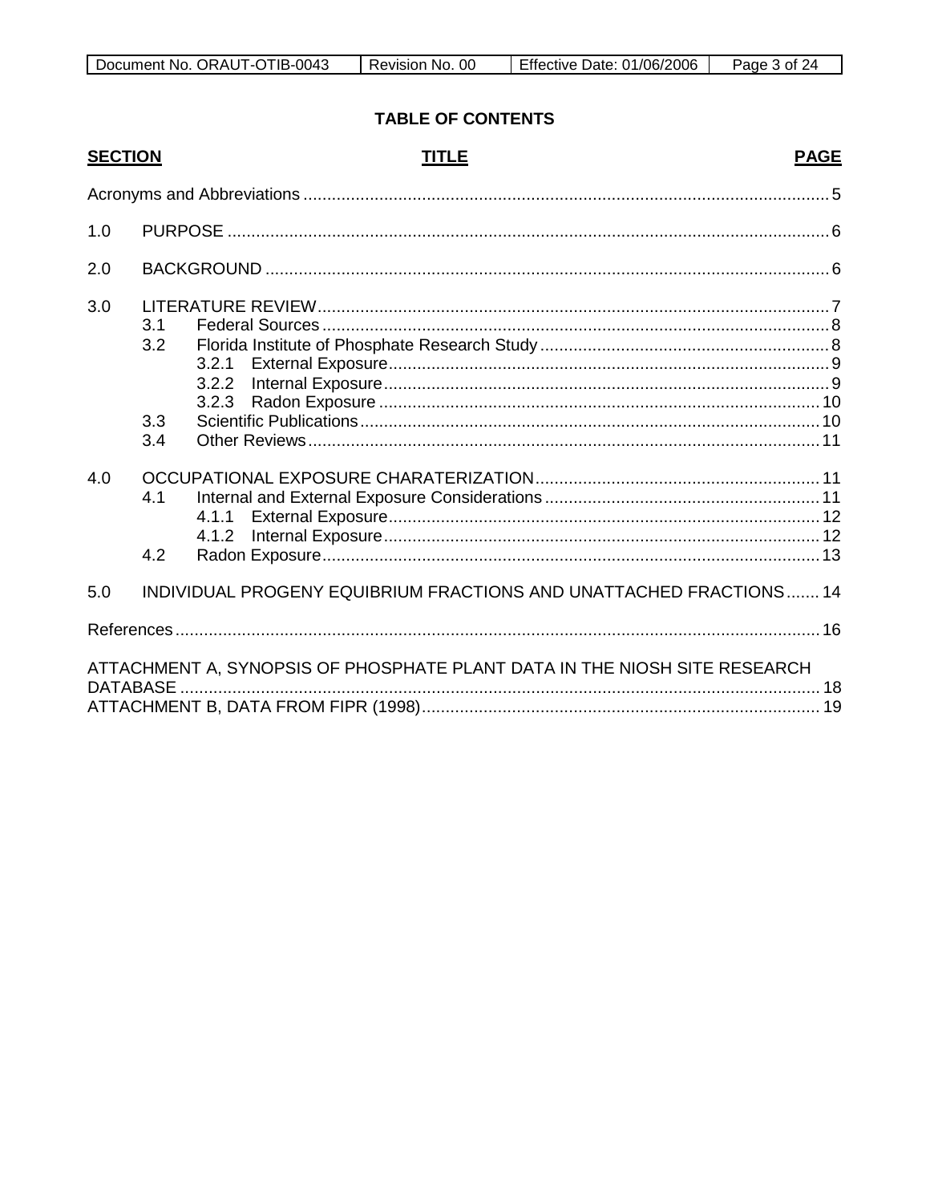## TABLE OF CONTENTS

| SECTION | TITLE | PAGE |
|---|---|---|
| | Acronyms and Abbreviations | 5 |
| 1.0 | PURPOSE | 6 |
| 2.0 | BACKGROUND | 6 |
| 3.0 | LITERATURE REVIEW | 7 |
| 3.1 | Federal Sources | 8 |
| 3.2 | Florida Institute of Phosphate Research Study | 8 |
| 3.2.1 | External Exposure | 9 |
| 3.2.2 | Internal Exposure | 9 |
| 3.2.3 | Radon Exposure | 10 |
| 3.3 | Scientific Publications | 10 |
| 3.4 | Other Reviews | 11 |
| 4.0 | OCCUPATIONAL EXPOSURE CHARATERIZATION | 11 |
| 4.1 | Internal and External Exposure Considerations | 11 |
| 4.1.1 | External Exposure | 12 |
| 4.1.2 | Internal Exposure | 12 |
| 4.2 | Radon Exposure | 13 |
| 5.0 | INDIVIDUAL PROGENY EQUIBRIUM FRACTIONS AND UNATTACHED FRACTIONS | 14 |
| | References | 16 |
| | ATTACHMENT A, SYNOPSIS OF PHOSPHATE PLANT DATA IN THE NIOSH SITE RESEARCH DATABASE | 18 |
| | ATTACHMENT B, DATA FROM FIPR (1998) | 19 |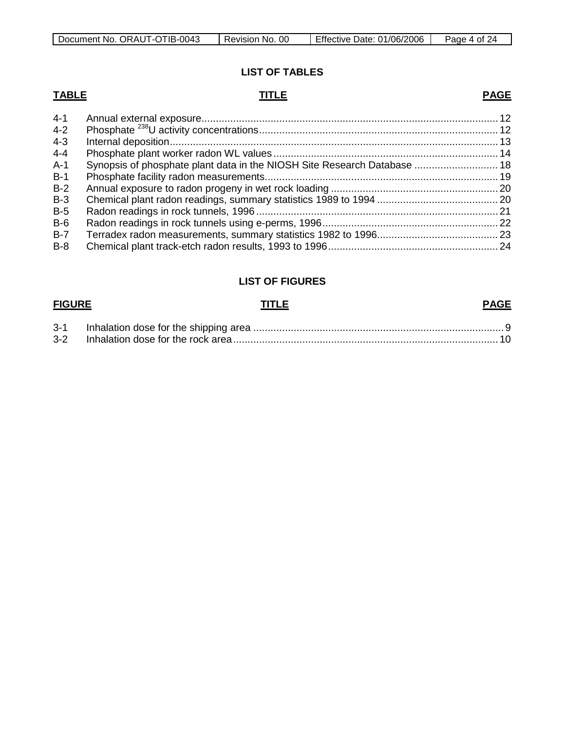## LIST OF TABLES

| TABLE | TITLE | PAGE |
|---|---|---|
| 4-1 | Annual external exposure | 12 |
| 4-2 | Phosphate $^{238}$U activity concentrations | 12 |
| 4-3 | Internal deposition | 13 |
| 4-4 | Phosphate plant worker radon WL values | 14 |
| A-1 | Synopsis of phosphate plant data in the NIOSH Site Research Database | 18 |
| B-1 | Phosphate facility radon measurements | 19 |
| B-2 | Annual exposure to radon progeny in wet rock loading | 20 |
| B-3 | Chemical plant radon readings, summary statistics 1989 to 1994 | 20 |
| B-5 | Radon readings in rock tunnels, 1996 | 21 |
| B-6 | Radon readings in rock tunnels using e-perms, 1996 | 22 |
| B-7 | Terradex radon measurements, summary statistics 1982 to 1996 | 23 |
| B-8 | Chemical plant track-etch radon results, 1993 to 1996 | 24 |

## LIST OF FIGURES

| FIGURE | TITLE | PAGE |
|---|---|---|
| 3-1 | Inhalation dose for the shipping area | 9 |
| 3-2 | Inhalation dose for the rock area | 10 |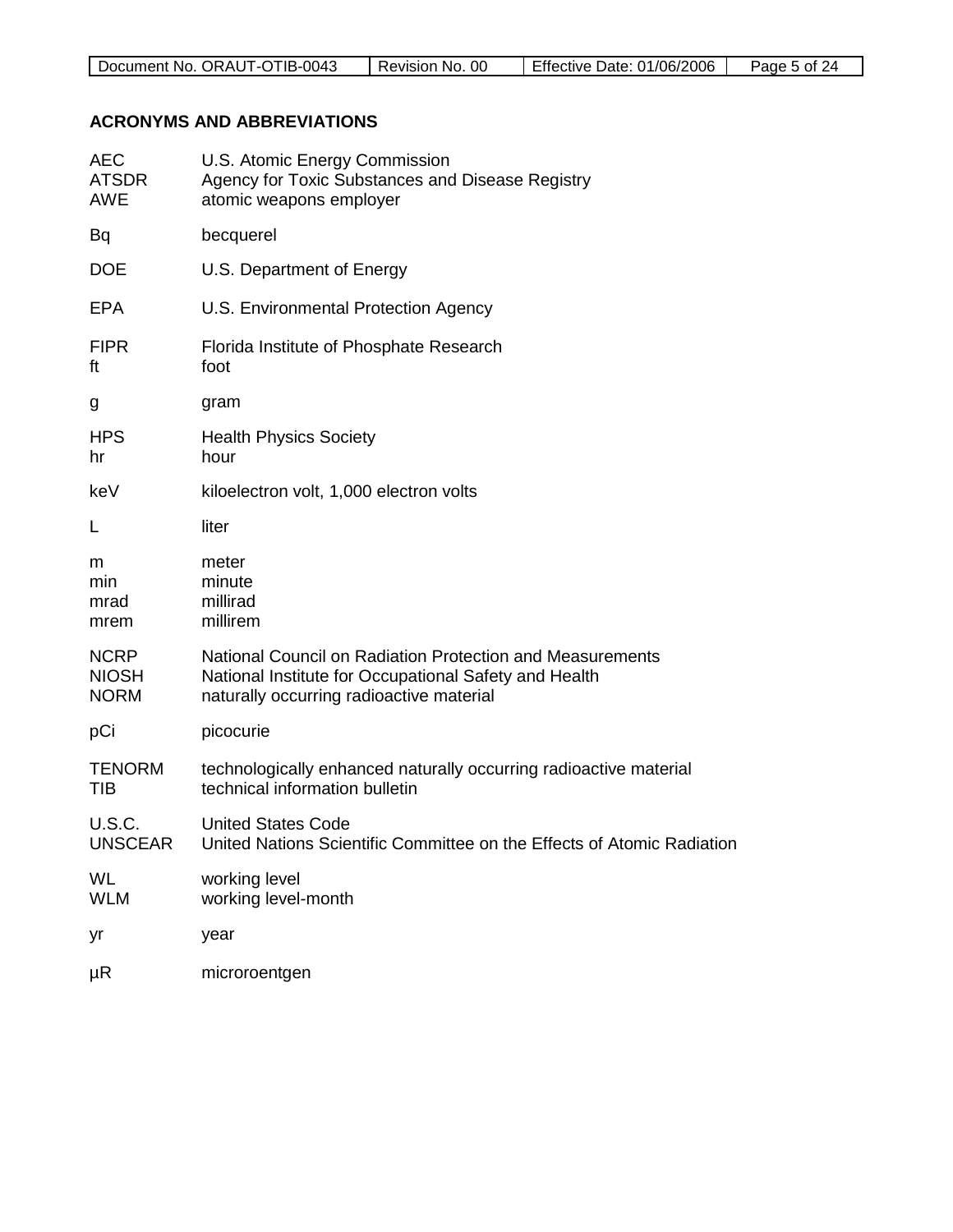## ACRONYMS AND ABBREVIATIONS

AEC U.S. Atomic Energy Commission
ATSDR Agency for Toxic Substances and Disease Registry
AWE atomic weapons employer

Bq becquerel

DOE U.S. Department of Energy

EPA U.S. Environmental Protection Agency

FIPR Florida Institute of Phosphate Research
ft foot

g gram

HPS Health Physics Society
hr hour

keV kiloelectron volt, 1,000 electron volts

L liter

m meter
min minute
mrad millirad
mrem millirem

NCRP National Council on Radiation Protection and Measurements
NIOSH National Institute for Occupational Safety and Health
NORM naturally occurring radioactive material

pCi picocurie

TENORM technologically enhanced naturally occurring radioactive material
TIB technical information bulletin

U.S.C. United States Code
UNSCEAR United Nations Scientific Committee on the Effects of Atomic Radiation

WL working level
WLM working level-month

yr year

μR microroentgen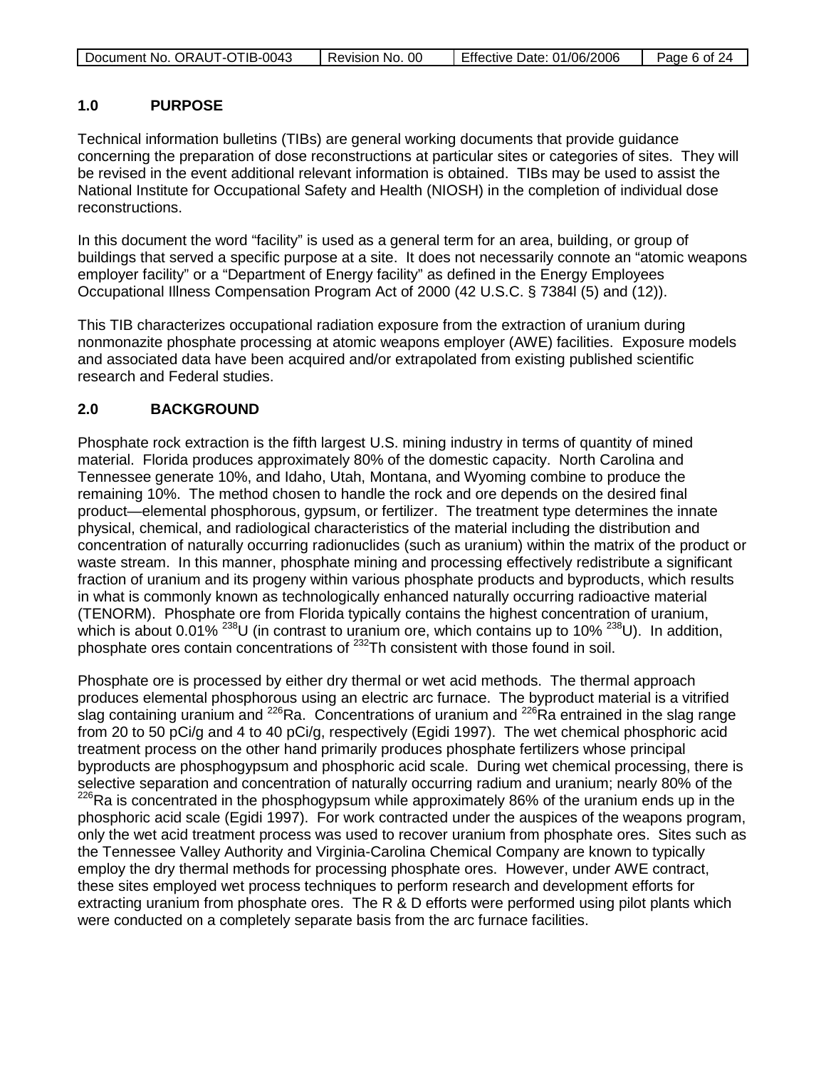## 1.0 PURPOSE

Technical information bulletins (TIBs) are general working documents that provide guidance concerning the preparation of dose reconstructions at particular sites or categories of sites. They will be revised in the event additional relevant information is obtained. TIBs may be used to assist the National Institute for Occupational Safety and Health (NIOSH) in the completion of individual dose reconstructions.

In this document the word "facility" is used as a general term for an area, building, or group of buildings that served a specific purpose at a site. It does not necessarily connote an "atomic weapons employer facility" or a "Department of Energy facility" as defined in the Energy Employees Occupational Illness Compensation Program Act of 2000 (42 U.S.C. § 7384l (5) and (12)).

This TIB characterizes occupational radiation exposure from the extraction of uranium during nonmonazite phosphate processing at atomic weapons employer (AWE) facilities. Exposure models and associated data have been acquired and/or extrapolated from existing published scientific research and Federal studies.

## 2.0 BACKGROUND

Phosphate rock extraction is the fifth largest U.S. mining industry in terms of quantity of mined material. Florida produces approximately 80% of the domestic capacity. North Carolina and Tennessee generate 10%, and Idaho, Utah, Montana, and Wyoming combine to produce the remaining 10%. The method chosen to handle the rock and ore depends on the desired final product—elemental phosphorous, gypsum, or fertilizer. The treatment type determines the innate physical, chemical, and radiological characteristics of the material including the distribution and concentration of naturally occurring radionuclides (such as uranium) within the matrix of the product or waste stream. In this manner, phosphate mining and processing effectively redistribute a significant fraction of uranium and its progeny within various phosphate products and byproducts, which results in what is commonly known as technologically enhanced naturally occurring radioactive material (TENORM). Phosphate ore from Florida typically contains the highest concentration of uranium, which is about 0.01% $^{238}$U (in contrast to uranium ore, which contains up to 10% $^{238}$U). In addition, phosphate ores contain concentrations of $^{232}$Th consistent with those found in soil.

Phosphate ore is processed by either dry thermal or wet acid methods. The thermal approach produces elemental phosphorous using an electric arc furnace. The byproduct material is a vitrified slag containing uranium and $^{226}$Ra. Concentrations of uranium and $^{226}$Ra entrained in the slag range from 20 to 50 pCi/g and 4 to 40 pCi/g, respectively (Egidi 1997). The wet chemical phosphoric acid treatment process on the other hand primarily produces phosphate fertilizers whose principal byproducts are phosphogypsum and phosphoric acid scale. During wet chemical processing, there is selective separation and concentration of naturally occurring radium and uranium; nearly 80% of the $^{226}$Ra is concentrated in the phosphogypsum while approximately 86% of the uranium ends up in the phosphoric acid scale (Egidi 1997). For work contracted under the auspices of the weapons program, only the wet acid treatment process was used to recover uranium from phosphate ores. Sites such as the Tennessee Valley Authority and Virginia-Carolina Chemical Company are known to typically employ the dry thermal methods for processing phosphate ores. However, under AWE contract, these sites employed wet process techniques to perform research and development efforts for extracting uranium from phosphate ores. The R & D efforts were performed using pilot plants which were conducted on a completely separate basis from the arc furnace facilities.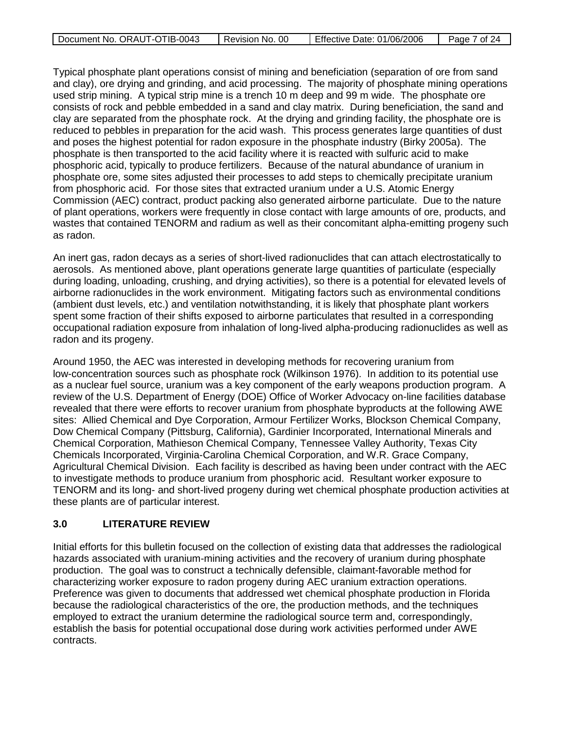Typical phosphate plant operations consist of mining and beneficiation (separation of ore from sand and clay), ore drying and grinding, and acid processing. The majority of phosphate mining operations used strip mining. A typical strip mine is a trench 10 m deep and 99 m wide. The phosphate ore consists of rock and pebble embedded in a sand and clay matrix. During beneficiation, the sand and clay are separated from the phosphate rock. At the drying and grinding facility, the phosphate ore is reduced to pebbles in preparation for the acid wash. This process generates large quantities of dust and poses the highest potential for radon exposure in the phosphate industry (Birky 2005a). The phosphate is then transported to the acid facility where it is reacted with sulfuric acid to make phosphoric acid, typically to produce fertilizers. Because of the natural abundance of uranium in phosphate ore, some sites adjusted their processes to add steps to chemically precipitate uranium from phosphoric acid. For those sites that extracted uranium under a U.S. Atomic Energy Commission (AEC) contract, product packing also generated airborne particulate. Due to the nature of plant operations, workers were frequently in close contact with large amounts of ore, products, and wastes that contained TENORM and radium as well as their concomitant alpha-emitting progeny such as radon.

An inert gas, radon decays as a series of short-lived radionuclides that can attach electrostatically to aerosols. As mentioned above, plant operations generate large quantities of particulate (especially during loading, unloading, crushing, and drying activities), so there is a potential for elevated levels of airborne radionuclides in the work environment. Mitigating factors such as environmental conditions (ambient dust levels, etc.) and ventilation notwithstanding, it is likely that phosphate plant workers spent some fraction of their shifts exposed to airborne particulates that resulted in a corresponding occupational radiation exposure from inhalation of long-lived alpha-producing radionuclides as well as radon and its progeny.

Around 1950, the AEC was interested in developing methods for recovering uranium from low-concentration sources such as phosphate rock (Wilkinson 1976). In addition to its potential use as a nuclear fuel source, uranium was a key component of the early weapons production program. A review of the U.S. Department of Energy (DOE) Office of Worker Advocacy on-line facilities database revealed that there were efforts to recover uranium from phosphate byproducts at the following AWE sites: Allied Chemical and Dye Corporation, Armour Fertilizer Works, Blockson Chemical Company, Dow Chemical Company (Pittsburg, California), Gardinier Incorporated, International Minerals and Chemical Corporation, Mathieson Chemical Company, Tennessee Valley Authority, Texas City Chemicals Incorporated, Virginia-Carolina Chemical Corporation, and W.R. Grace Company, Agricultural Chemical Division. Each facility is described as having been under contract with the AEC to investigate methods to produce uranium from phosphoric acid. Resultant worker exposure to TENORM and its long- and short-lived progeny during wet chemical phosphate production activities at these plants are of particular interest.

## 3.0 LITERATURE REVIEW

Initial efforts for this bulletin focused on the collection of existing data that addresses the radiological hazards associated with uranium-mining activities and the recovery of uranium during phosphate production. The goal was to construct a technically defensible, claimant-favorable method for characterizing worker exposure to radon progeny during AEC uranium extraction operations. Preference was given to documents that addressed wet chemical phosphate production in Florida because the radiological characteristics of the ore, the production methods, and the techniques employed to extract the uranium determine the radiological source term and, correspondingly, establish the basis for potential occupational dose during work activities performed under AWE contracts.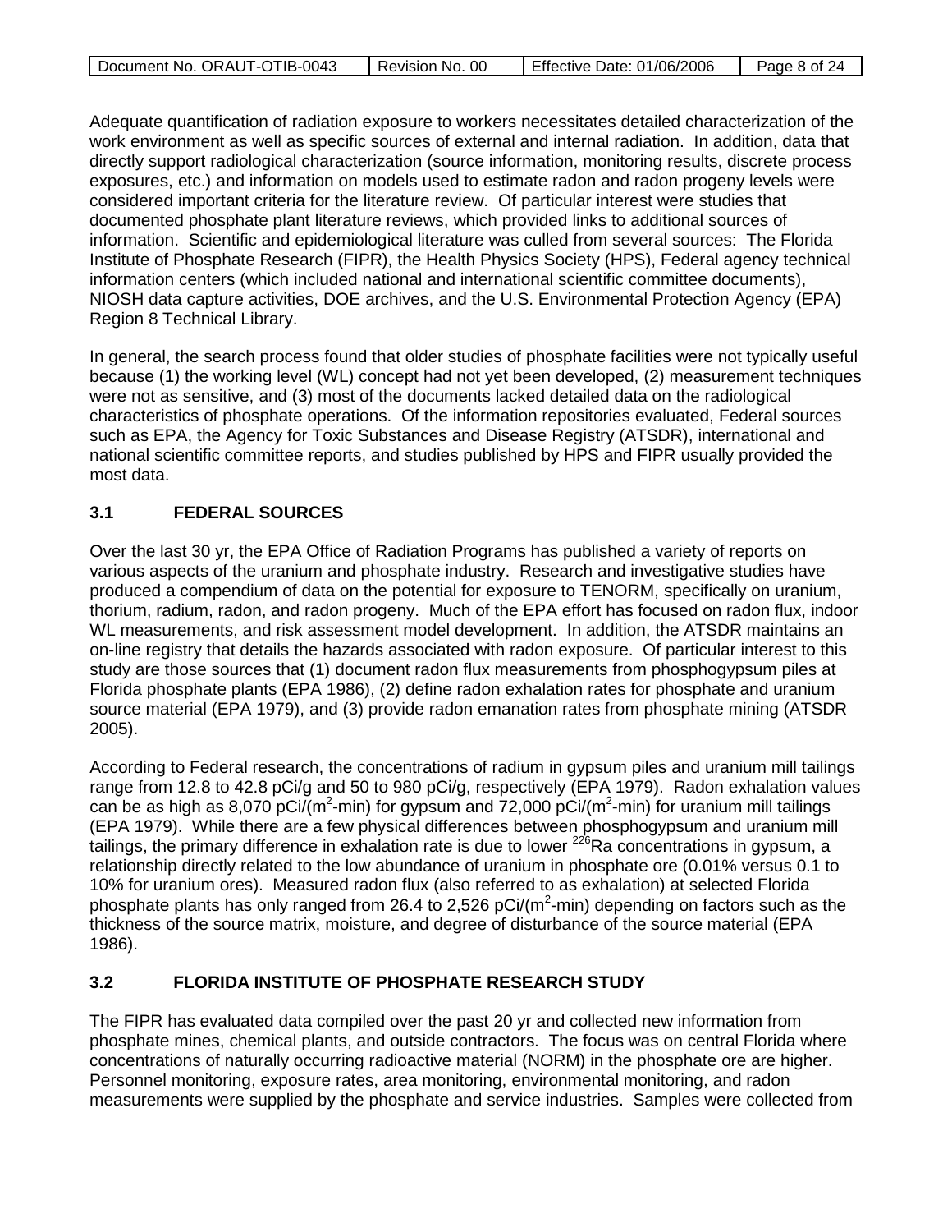Adequate quantification of radiation exposure to workers necessitates detailed characterization of the work environment as well as specific sources of external and internal radiation. In addition, data that directly support radiological characterization (source information, monitoring results, discrete process exposures, etc.) and information on models used to estimate radon and radon progeny levels were considered important criteria for the literature review. Of particular interest were studies that documented phosphate plant literature reviews, which provided links to additional sources of information. Scientific and epidemiological literature was culled from several sources: The Florida Institute of Phosphate Research (FIPR), the Health Physics Society (HPS), Federal agency technical information centers (which included national and international scientific committee documents), NIOSH data capture activities, DOE archives, and the U.S. Environmental Protection Agency (EPA) Region 8 Technical Library.

In general, the search process found that older studies of phosphate facilities were not typically useful because (1) the working level (WL) concept had not yet been developed, (2) measurement techniques were not as sensitive, and (3) most of the documents lacked detailed data on the radiological characteristics of phosphate operations. Of the information repositories evaluated, Federal sources such as EPA, the Agency for Toxic Substances and Disease Registry (ATSDR), international and national scientific committee reports, and studies published by HPS and FIPR usually provided the most data.

## 3.1 FEDERAL SOURCES

Over the last 30 yr, the EPA Office of Radiation Programs has published a variety of reports on various aspects of the uranium and phosphate industry. Research and investigative studies have produced a compendium of data on the potential for exposure to TENORM, specifically on uranium, thorium, radium, radon, and radon progeny. Much of the EPA effort has focused on radon flux, indoor WL measurements, and risk assessment model development. In addition, the ATSDR maintains an on-line registry that details the hazards associated with radon exposure. Of particular interest to this study are those sources that (1) document radon flux measurements from phosphogypsum piles at Florida phosphate plants (EPA 1986), (2) define radon exhalation rates for phosphate and uranium source material (EPA 1979), and (3) provide radon emanation rates from phosphate mining (ATSDR 2005).

According to Federal research, the concentrations of radium in gypsum piles and uranium mill tailings range from 12.8 to 42.8 pCi/g and 50 to 980 pCi/g, respectively (EPA 1979). Radon exhalation values can be as high as 8,070 pCi/($m^2$-min) for gypsum and 72,000 pCi/($m^2$-min) for uranium mill tailings (EPA 1979). While there are a few physical differences between phosphogypsum and uranium mill tailings, the primary difference in exhalation rate is due to lower $^{226}$Ra concentrations in gypsum, a relationship directly related to the low abundance of uranium in phosphate ore (0.01% versus 0.1 to 10% for uranium ores). Measured radon flux (also referred to as exhalation) at selected Florida phosphate plants has only ranged from 26.4 to 2,526 pCi/($m^2$-min) depending on factors such as the thickness of the source matrix, moisture, and degree of disturbance of the source material (EPA 1986).

## 3.2 FLORIDA INSTITUTE OF PHOSPHATE RESEARCH STUDY

The FIPR has evaluated data compiled over the past 20 yr and collected new information from phosphate mines, chemical plants, and outside contractors. The focus was on central Florida where concentrations of naturally occurring radioactive material (NORM) in the phosphate ore are higher. Personnel monitoring, exposure rates, area monitoring, environmental monitoring, and radon measurements were supplied by the phosphate and service industries. Samples were collected from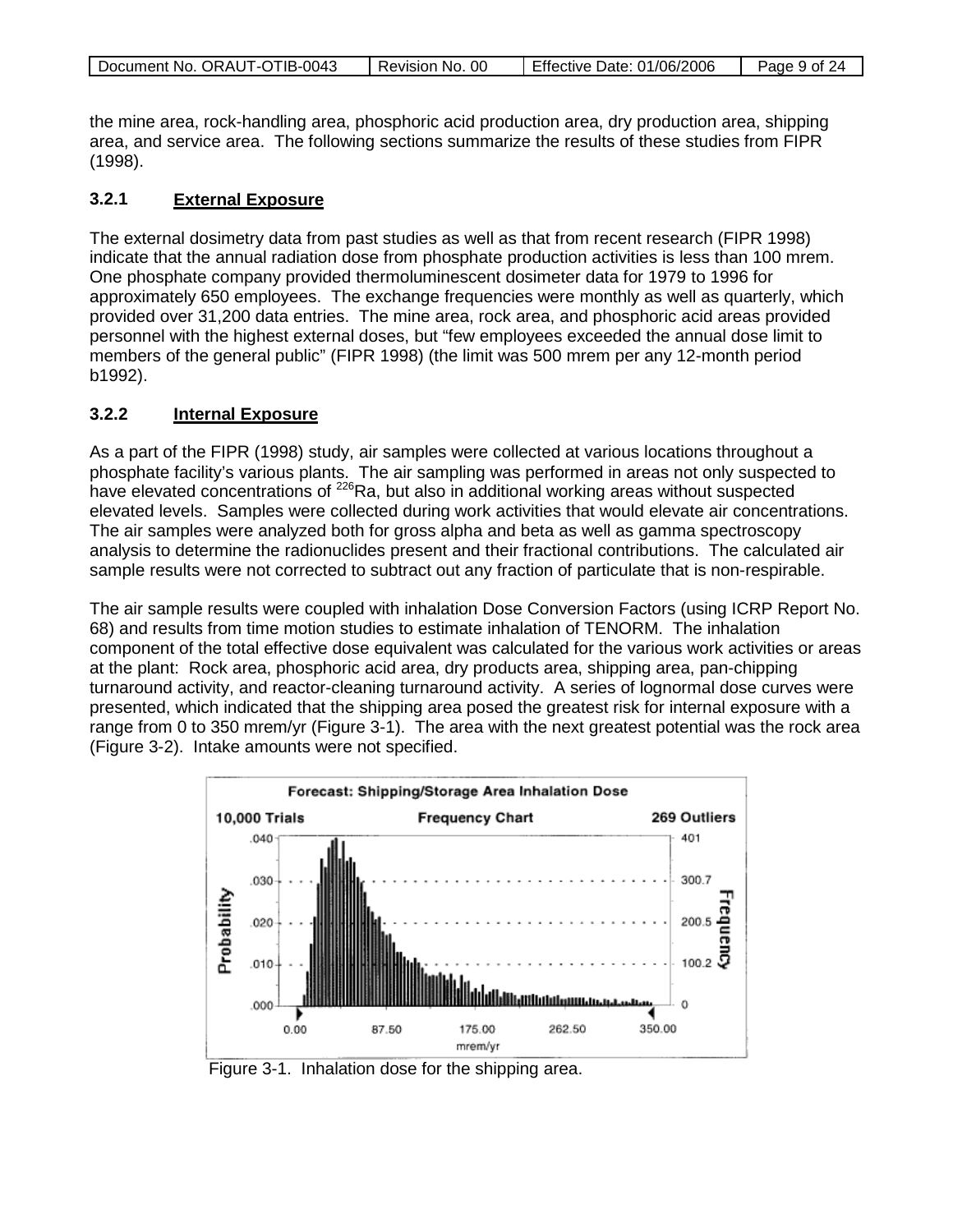the mine area, rock-handling area, phosphoric acid production area, dry production area, shipping area, and service area. The following sections summarize the results of these studies from FIPR (1998).

### 3.2.1 External Exposure

The external dosimetry data from past studies as well as that from recent research (FIPR 1998) indicate that the annual radiation dose from phosphate production activities is less than 100 mrem. One phosphate company provided thermoluminescent dosimeter data for 1979 to 1996 for approximately 650 employees. The exchange frequencies were monthly as well as quarterly, which provided over 31,200 data entries. The mine area, rock area, and phosphoric acid areas provided personnel with the highest external doses, but "few employees exceeded the annual dose limit to members of the general public" (FIPR 1998) (the limit was 500 mrem per any 12-month period b1992).

### 3.2.2 Internal Exposure

As a part of the FIPR (1998) study, air samples were collected at various locations throughout a phosphate facility's various plants. The air sampling was performed in areas not only suspected to have elevated concentrations of $^{226}$Ra, but also in additional working areas without suspected elevated levels. Samples were collected during work activities that would elevate air concentrations. The air samples were analyzed both for gross alpha and beta as well as gamma spectroscopy analysis to determine the radionuclides present and their fractional contributions. The calculated air sample results were not corrected to subtract out any fraction of particulate that is non-respirable.

The air sample results were coupled with inhalation Dose Conversion Factors (using ICRP Report No. 68) and results from time motion studies to estimate inhalation of TENORM. The inhalation component of the total effective dose equivalent was calculated for the various work activities or areas at the plant: Rock area, phosphoric acid area, dry products area, shipping area, pan-chipping turnaround activity, and reactor-cleaning turnaround activity. A series of lognormal dose curves were presented, which indicated that the shipping area posed the greatest risk for internal exposure with a range from 0 to 350 mrem/yr (Figure 3-1). The area with the next greatest potential was the rock area (Figure 3-2). Intake amounts were not specified.

Figure 3-1. Inhalation dose for the shipping area.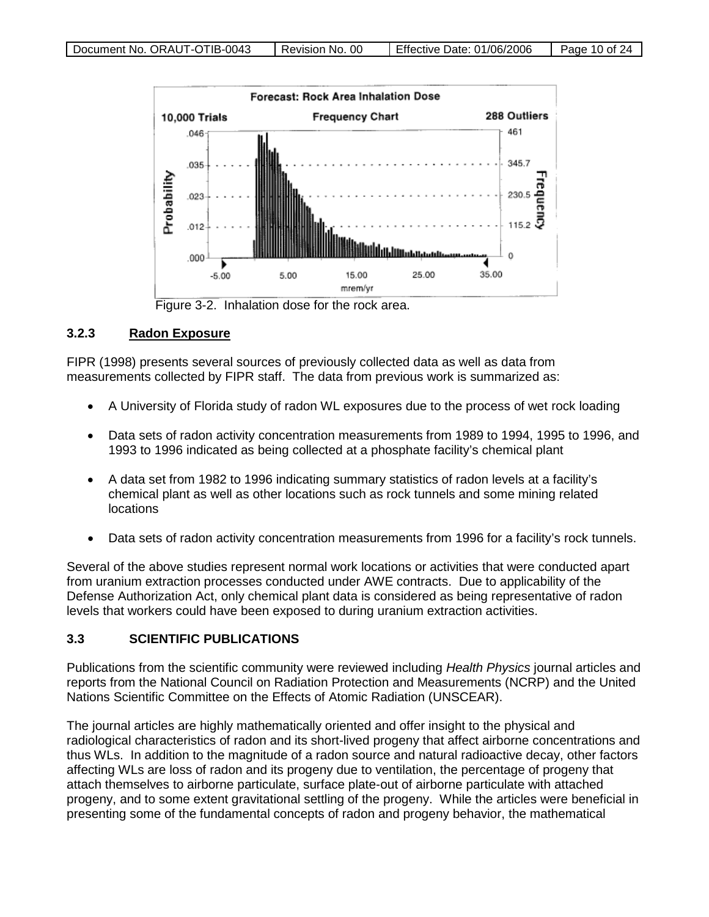Figure 3-2. Inhalation dose for the rock area.

### 3.2.3 Radon Exposure

FIPR (1998) presents several sources of previously collected data as well as data from measurements collected by FIPR staff. The data from previous work is summarized as:

- A University of Florida study of radon WL exposures due to the process of wet rock loading
- Data sets of radon activity concentration measurements from 1989 to 1994, 1995 to 1996, and 1993 to 1996 indicated as being collected at a phosphate facility's chemical plant
- A data set from 1982 to 1996 indicating summary statistics of radon levels at a facility's chemical plant as well as other locations such as rock tunnels and some mining related locations
- Data sets of radon activity concentration measurements from 1996 for a facility's rock tunnels.

Several of the above studies represent normal work locations or activities that were conducted apart from uranium extraction processes conducted under AWE contracts. Due to applicability of the Defense Authorization Act, only chemical plant data is considered as being representative of radon levels that workers could have been exposed to during uranium extraction activities.

## 3.3 SCIENTIFIC PUBLICATIONS

Publications from the scientific community were reviewed including *Health Physics* journal articles and reports from the National Council on Radiation Protection and Measurements (NCRP) and the United Nations Scientific Committee on the Effects of Atomic Radiation (UNSCEAR).

The journal articles are highly mathematically oriented and offer insight to the physical and radiological characteristics of radon and its short-lived progeny that affect airborne concentrations and thus WLs. In addition to the magnitude of a radon source and natural radioactive decay, other factors affecting WLs are loss of radon and its progeny due to ventilation, the percentage of progeny that attach themselves to airborne particulate, surface plate-out of airborne particulate with attached progeny, and to some extent gravitational settling of the progeny. While the articles were beneficial in presenting some of the fundamental concepts of radon and progeny behavior, the mathematical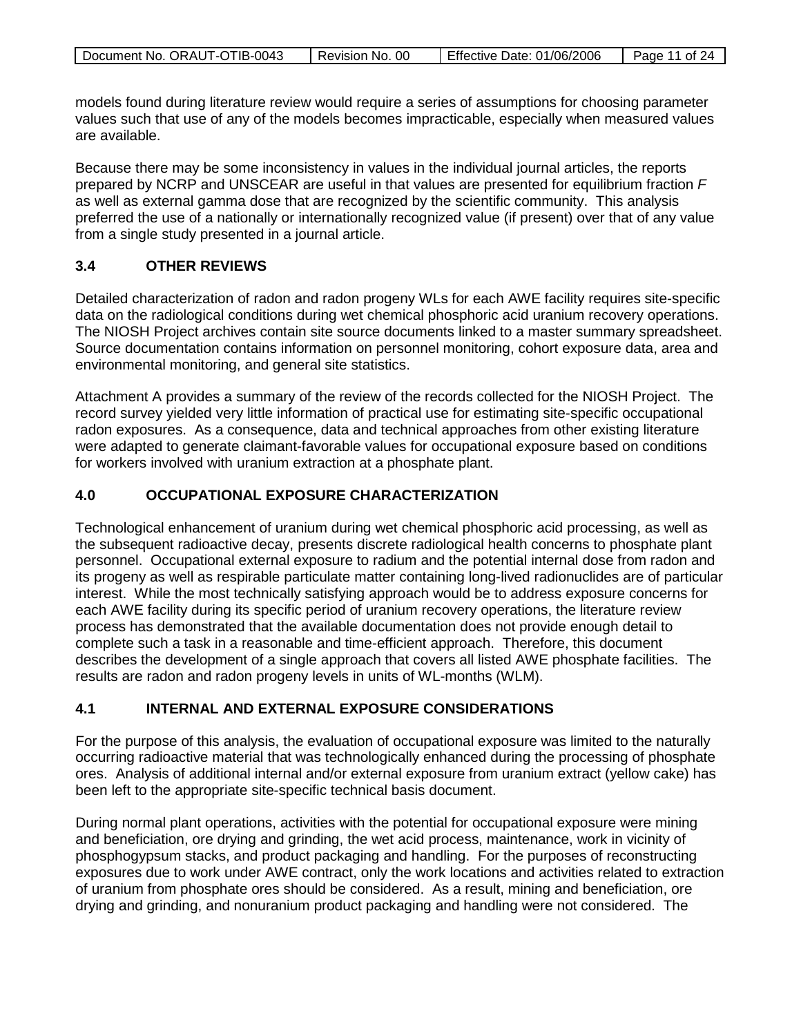models found during literature review would require a series of assumptions for choosing parameter values such that use of any of the models becomes impracticable, especially when measured values are available.

Because there may be some inconsistency in values in the individual journal articles, the reports prepared by NCRP and UNSCEAR are useful in that values are presented for equilibrium fraction *F* as well as external gamma dose that are recognized by the scientific community. This analysis preferred the use of a nationally or internationally recognized value (if present) over that of any value from a single study presented in a journal article.

### 3.4 OTHER REVIEWS

Detailed characterization of radon and radon progeny WLs for each AWE facility requires site-specific data on the radiological conditions during wet chemical phosphoric acid uranium recovery operations. The NIOSH Project archives contain site source documents linked to a master summary spreadsheet. Source documentation contains information on personnel monitoring, cohort exposure data, area and environmental monitoring, and general site statistics.

Attachment A provides a summary of the review of the records collected for the NIOSH Project. The record survey yielded very little information of practical use for estimating site-specific occupational radon exposures. As a consequence, data and technical approaches from other existing literature were adapted to generate claimant-favorable values for occupational exposure based on conditions for workers involved with uranium extraction at a phosphate plant.

## 4.0 OCCUPATIONAL EXPOSURE CHARACTERIZATION

Technological enhancement of uranium during wet chemical phosphoric acid processing, as well as the subsequent radioactive decay, presents discrete radiological health concerns to phosphate plant personnel. Occupational external exposure to radium and the potential internal dose from radon and its progeny as well as respirable particulate matter containing long-lived radionuclides are of particular interest. While the most technically satisfying approach would be to address exposure concerns for each AWE facility during its specific period of uranium recovery operations, the literature review process has demonstrated that the available documentation does not provide enough detail to complete such a task in a reasonable and time-efficient approach. Therefore, this document describes the development of a single approach that covers all listed AWE phosphate facilities. The results are radon and radon progeny levels in units of WL-months (WLM).

### 4.1 INTERNAL AND EXTERNAL EXPOSURE CONSIDERATIONS

For the purpose of this analysis, the evaluation of occupational exposure was limited to the naturally occurring radioactive material that was technologically enhanced during the processing of phosphate ores. Analysis of additional internal and/or external exposure from uranium extract (yellow cake) has been left to the appropriate site-specific technical basis document.

During normal plant operations, activities with the potential for occupational exposure were mining and beneficiation, ore drying and grinding, the wet acid process, maintenance, work in vicinity of phosphogypsum stacks, and product packaging and handling. For the purposes of reconstructing exposures due to work under AWE contract, only the work locations and activities related to extraction of uranium from phosphate ores should be considered. As a result, mining and beneficiation, ore drying and grinding, and nonuranium product packaging and handling were not considered. The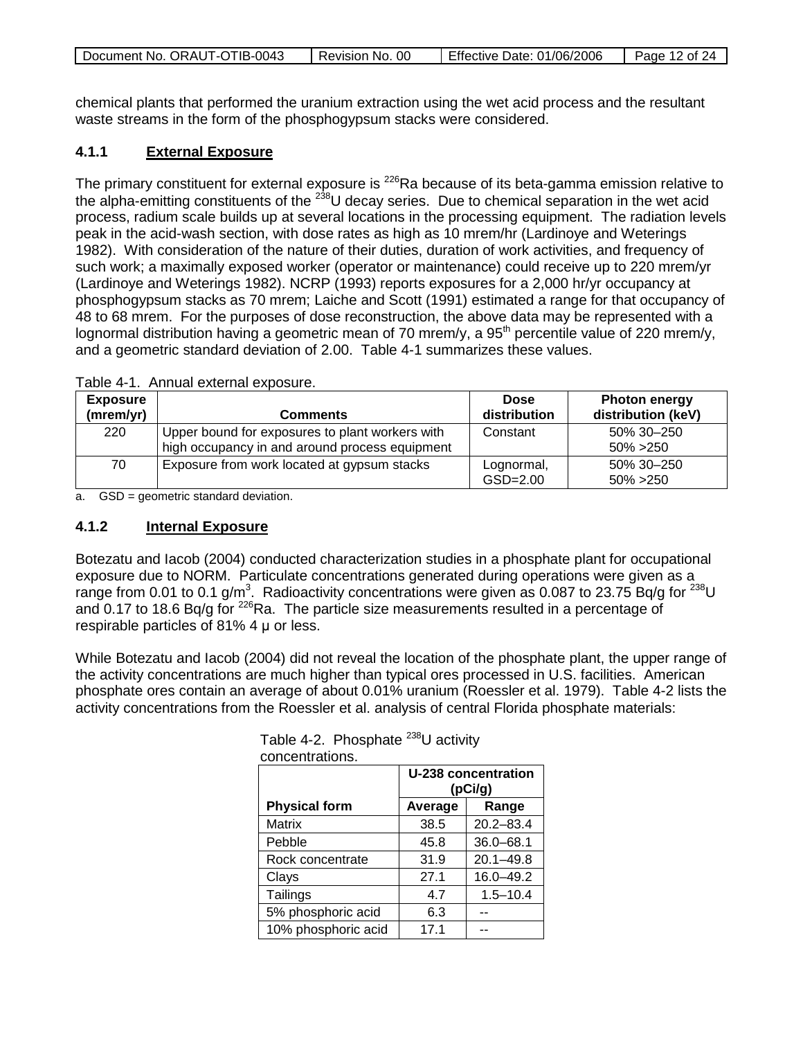chemical plants that performed the uranium extraction using the wet acid process and the resultant waste streams in the form of the phosphogypsum stacks were considered.

### 4.1.1 External Exposure

The primary constituent for external exposure is $^{226}$Ra because of its beta-gamma emission relative to the alpha-emitting constituents of the $^{238}$U decay series. Due to chemical separation in the wet acid process, radium scale builds up at several locations in the processing equipment. The radiation levels peak in the acid-wash section, with dose rates as high as 10 mrem/hr (Lardinoye and Weterings 1982). With consideration of the nature of their duties, duration of work activities, and frequency of such work; a maximally exposed worker (operator or maintenance) could receive up to 220 mrem/yr (Lardinoye and Weterings 1982). NCRP (1993) reports exposures for a 2,000 hr/yr occupancy at phosphogypsum stacks as 70 mrem; Laiche and Scott (1991) estimated a range for that occupancy of 48 to 68 mrem. For the purposes of dose reconstruction, the above data may be represented with a lognormal distribution having a geometric mean of 70 mrem/y, a 95$^{th}$ percentile value of 220 mrem/y, and a geometric standard deviation of 2.00. Table 4-1 summarizes these values.

Table 4-1. Annual external exposure.

| Exposure (mrem/yr) | Comments | Dose distribution | Photon energy distribution (keV) |
|---|---|---|---|
| 220 | Upper bound for exposures to plant workers with high occupancy in and around process equipment | Constant | 50% 30–250<br>50% >250 |
| 70 | Exposure from work located at gypsum stacks | Lognormal, GSD=2.00 | 50% 30–250<br>50% >250 |

a. GSD = geometric standard deviation.

### 4.1.2 Internal Exposure

Botezatu and Iacob (2004) conducted characterization studies in a phosphate plant for occupational exposure due to NORM. Particulate concentrations generated during operations were given as a range from 0.01 to 0.1 g/m$^3$. Radioactivity concentrations were given as 0.087 to 23.75 Bq/g for $^{238}$U and 0.17 to 18.6 Bq/g for $^{226}$Ra. The particle size measurements resulted in a percentage of respirable particles of 81% 4 μ or less.

While Botezatu and Iacob (2004) did not reveal the location of the phosphate plant, the upper range of the activity concentrations are much higher than typical ores processed in U.S. facilities. American phosphate ores contain an average of about 0.01% uranium (Roessler et al. 1979). Table 4-2 lists the activity concentrations from the Roessler et al. analysis of central Florida phosphate materials:

Table 4-2. Phosphate $^{238}$U activity concentrations.

| | U-238 concentration (pCi/g) | |
|---|---|---|
| **Physical form** | **Average** | **Range** |
| Matrix | 38.5 | 20.2–83.4 |
| Pebble | 45.8 | 36.0–68.1 |
| Rock concentrate | 31.9 | 20.1–49.8 |
| Clays | 27.1 | 16.0–49.2 |
| Tailings | 4.7 | 1.5–10.4 |
| 5% phosphoric acid | 6.3 | -- |
| 10% phosphoric acid | 17.1 | -- |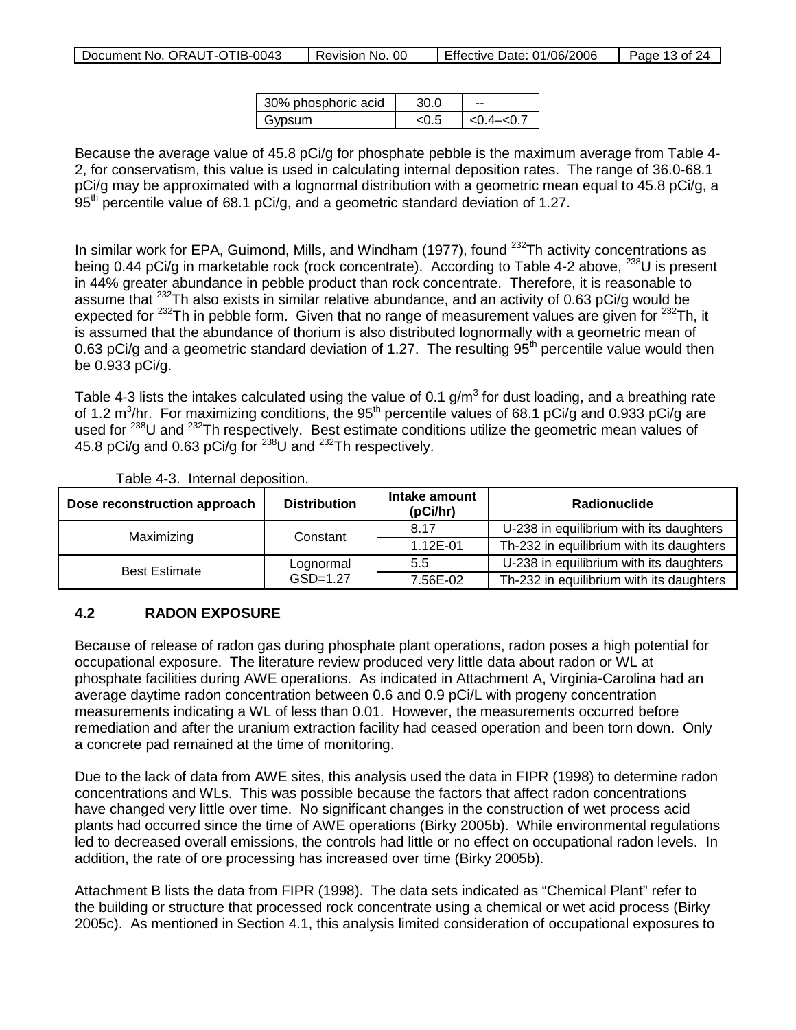| 30% phosphoric acid | 30.0 | -- |
|---|---|---|
| Gypsum | <0.5 | <0.4–<0.7 |

Because the average value of 45.8 pCi/g for phosphate pebble is the maximum average from Table 4-2, for conservatism, this value is used in calculating internal deposition rates. The range of 36.0-68.1 pCi/g may be approximated with a lognormal distribution with a geometric mean equal to 45.8 pCi/g, a 95$^{th}$ percentile value of 68.1 pCi/g, and a geometric standard deviation of 1.27.

In similar work for EPA, Guimond, Mills, and Windham (1977), found $^{232}$Th activity concentrations as being 0.44 pCi/g in marketable rock (rock concentrate). According to Table 4-2 above, $^{238}$U is present in 44% greater abundance in pebble product than rock concentrate. Therefore, it is reasonable to assume that $^{232}$Th also exists in similar relative abundance, and an activity of 0.63 pCi/g would be expected for $^{232}$Th in pebble form. Given that no range of measurement values are given for $^{232}$Th, it is assumed that the abundance of thorium is also distributed lognormally with a geometric mean of 0.63 pCi/g and a geometric standard deviation of 1.27. The resulting 95$^{th}$ percentile value would then be 0.933 pCi/g.

Table 4-3 lists the intakes calculated using the value of 0.1 g/m$^3$ for dust loading, and a breathing rate of 1.2 m$^3$/hr. For maximizing conditions, the 95$^{th}$ percentile values of 68.1 pCi/g and 0.933 pCi/g are used for $^{238}$U and $^{232}$Th respectively. Best estimate conditions utilize the geometric mean values of 45.8 pCi/g and 0.63 pCi/g for $^{238}$U and $^{232}$Th respectively.

Table 4-3. Internal deposition.

| Dose reconstruction approach | Distribution | Intake amount (pCi/hr) | Radionuclide |
|---|---|---|---|
| Maximizing | Constant | 8.17 | U-238 in equilibrium with its daughters |
| | | 1.12E-01 | Th-232 in equilibrium with its daughters |
| Best Estimate | Lognormal GSD=1.27 | 5.5 | U-238 in equilibrium with its daughters |
| | | 7.56E-02 | Th-232 in equilibrium with its daughters |

## 4.2 RADON EXPOSURE

Because of release of radon gas during phosphate plant operations, radon poses a high potential for occupational exposure. The literature review produced very little data about radon or WL at phosphate facilities during AWE operations. As indicated in Attachment A, Virginia-Carolina had an average daytime radon concentration between 0.6 and 0.9 pCi/L with progeny concentration measurements indicating a WL of less than 0.01. However, the measurements occurred before remediation and after the uranium extraction facility had ceased operation and been torn down. Only a concrete pad remained at the time of monitoring.

Due to the lack of data from AWE sites, this analysis used the data in FIPR (1998) to determine radon concentrations and WLs. This was possible because the factors that affect radon concentrations have changed very little over time. No significant changes in the construction of wet process acid plants had occurred since the time of AWE operations (Birky 2005b). While environmental regulations led to decreased overall emissions, the controls had little or no effect on occupational radon levels. In addition, the rate of ore processing has increased over time (Birky 2005b).

Attachment B lists the data from FIPR (1998). The data sets indicated as "Chemical Plant" refer to the building or structure that processed rock concentrate using a chemical or wet acid process (Birky 2005c). As mentioned in Section 4.1, this analysis limited consideration of occupational exposures to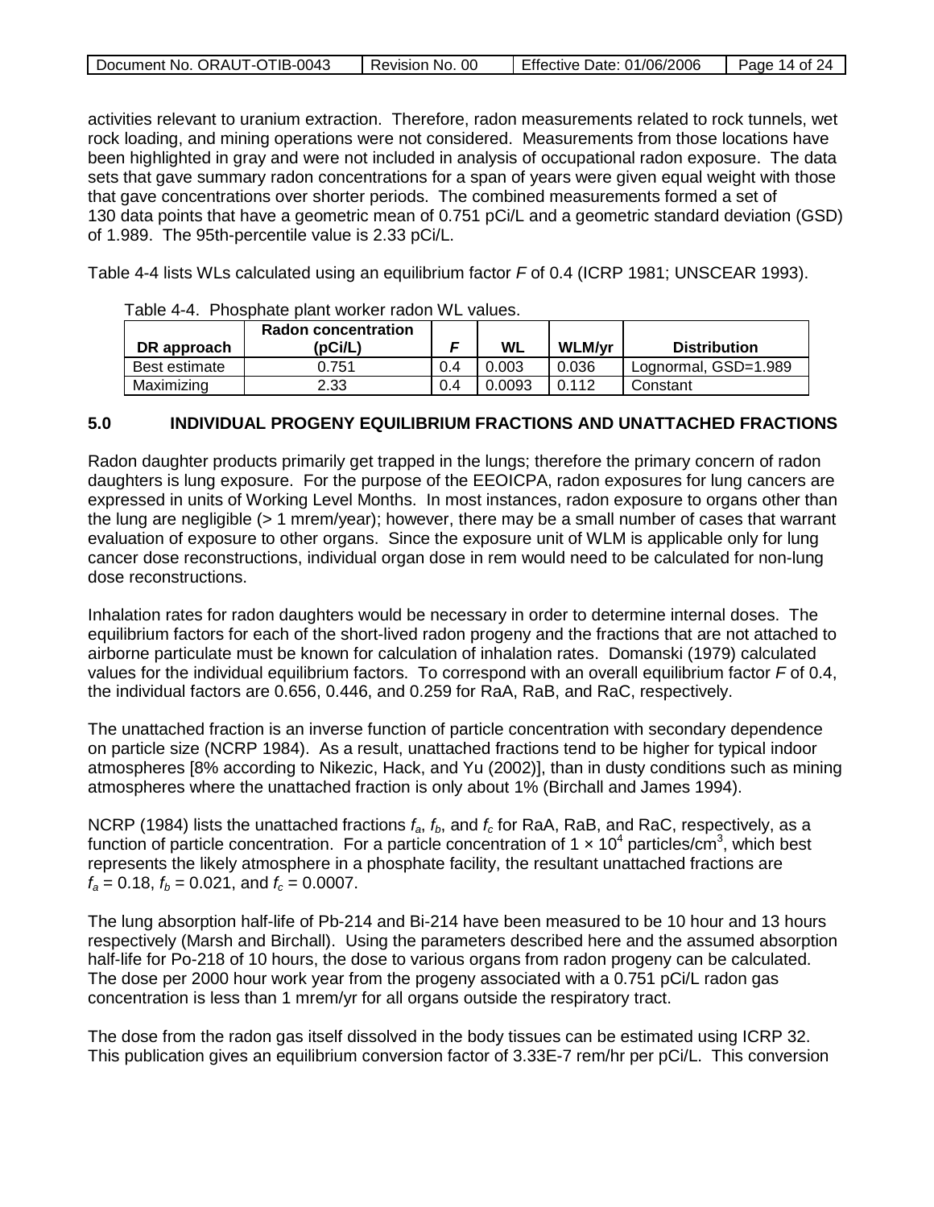activities relevant to uranium extraction. Therefore, radon measurements related to rock tunnels, wet rock loading, and mining operations were not considered. Measurements from those locations have been highlighted in gray and were not included in analysis of occupational radon exposure. The data sets that gave summary radon concentrations for a span of years were given equal weight with those that gave concentrations over shorter periods. The combined measurements formed a set of 130 data points that have a geometric mean of 0.751 pCi/L and a geometric standard deviation (GSD) of 1.989. The 95th-percentile value is 2.33 pCi/L.

Table 4-4 lists WLs calculated using an equilibrium factor *F* of 0.4 (ICRP 1981; UNSCEAR 1993).

Table 4-4. Phosphate plant worker radon WL values.

| DR approach | Radon concentration (pCi/L) | *F* | WL | WLM/yr | Distribution |
|---|---|---|---|---|---|
| Best estimate | 0.751 | 0.4 | 0.003 | 0.036 | Lognormal, GSD=1.989 |
| Maximizing | 2.33 | 0.4 | 0.0093 | 0.112 | Constant |

## 5.0 INDIVIDUAL PROGENY EQUILIBRIUM FRACTIONS AND UNATTACHED FRACTIONS

Radon daughter products primarily get trapped in the lungs; therefore the primary concern of radon daughters is lung exposure. For the purpose of the EEOICPA, radon exposures for lung cancers are expressed in units of Working Level Months. In most instances, radon exposure to organs other than the lung are negligible (> 1 mrem/year); however, there may be a small number of cases that warrant evaluation of exposure to other organs. Since the exposure unit of WLM is applicable only for lung cancer dose reconstructions, individual organ dose in rem would need to be calculated for non-lung dose reconstructions.

Inhalation rates for radon daughters would be necessary in order to determine internal doses. The equilibrium factors for each of the short-lived radon progeny and the fractions that are not attached to airborne particulate must be known for calculation of inhalation rates. Domanski (1979) calculated values for the individual equilibrium factors. To correspond with an overall equilibrium factor *F* of 0.4, the individual factors are 0.656, 0.446, and 0.259 for RaA, RaB, and RaC, respectively.

The unattached fraction is an inverse function of particle concentration with secondary dependence on particle size (NCRP 1984). As a result, unattached fractions tend to be higher for typical indoor atmospheres [8% according to Nikezic, Hack, and Yu (2002)], than in dusty conditions such as mining atmospheres where the unattached fraction is only about 1% (Birchall and James 1994).

NCRP (1984) lists the unattached fractions $f_a$, $f_b$, and $f_c$ for RaA, RaB, and RaC, respectively, as a function of particle concentration. For a particle concentration of $1 \times 10^4$ particles/cm$^3$, which best represents the likely atmosphere in a phosphate facility, the resultant unattached fractions are $f_a = 0.18$, $f_b = 0.021$, and $f_c = 0.0007$.

The lung absorption half-life of Pb-214 and Bi-214 have been measured to be 10 hour and 13 hours respectively (Marsh and Birchall). Using the parameters described here and the assumed absorption half-life for Po-218 of 10 hours, the dose to various organs from radon progeny can be calculated. The dose per 2000 hour work year from the progeny associated with a 0.751 pCi/L radon gas concentration is less than 1 mrem/yr for all organs outside the respiratory tract.

The dose from the radon gas itself dissolved in the body tissues can be estimated using ICRP 32. This publication gives an equilibrium conversion factor of 3.33E-7 rem/hr per pCi/L. This conversion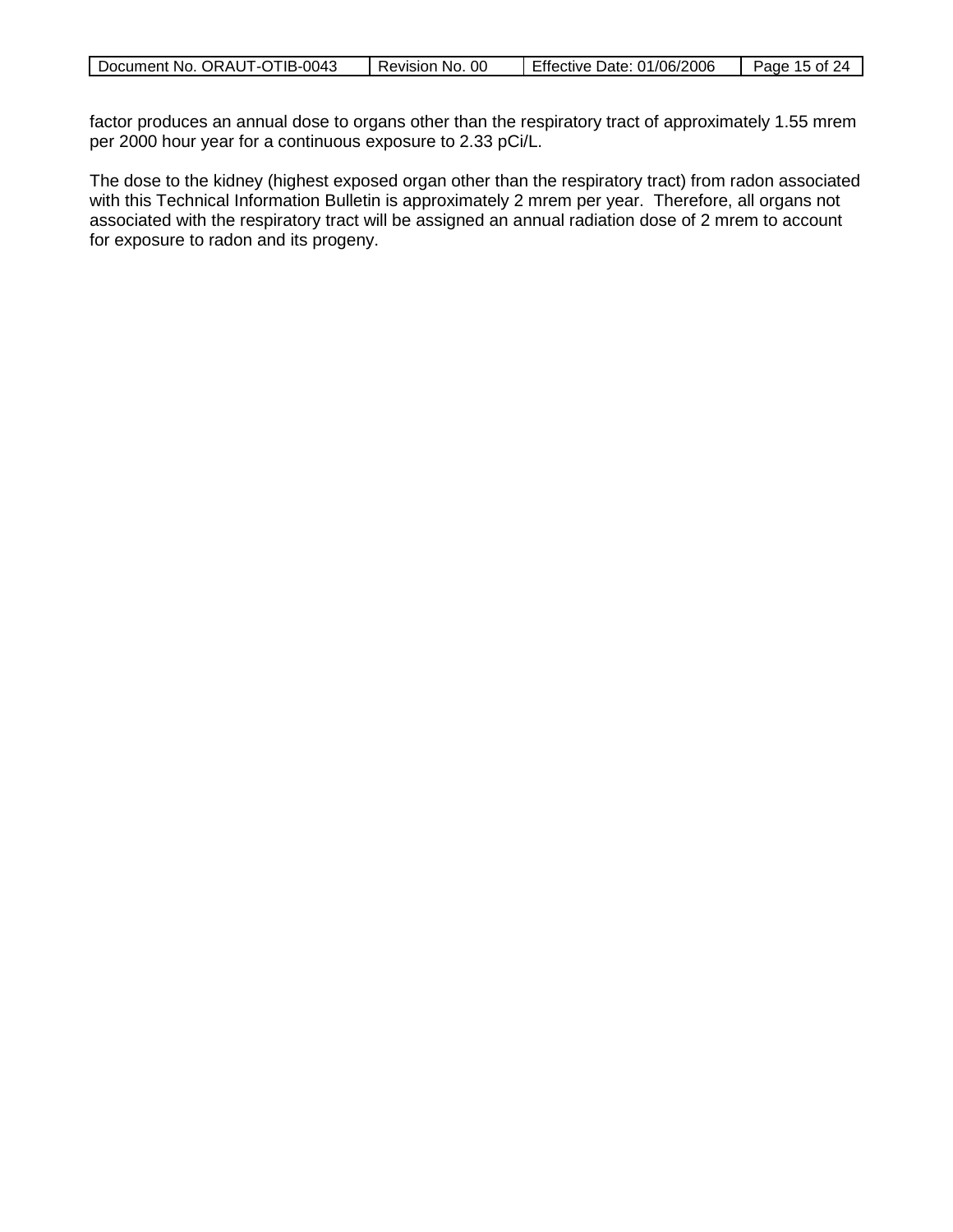factor produces an annual dose to organs other than the respiratory tract of approximately 1.55 mrem per 2000 hour year for a continuous exposure to 2.33 pCi/L.

The dose to the kidney (highest exposed organ other than the respiratory tract) from radon associated with this Technical Information Bulletin is approximately 2 mrem per year. Therefore, all organs not associated with the respiratory tract will be assigned an annual radiation dose of 2 mrem to account for exposure to radon and its progeny.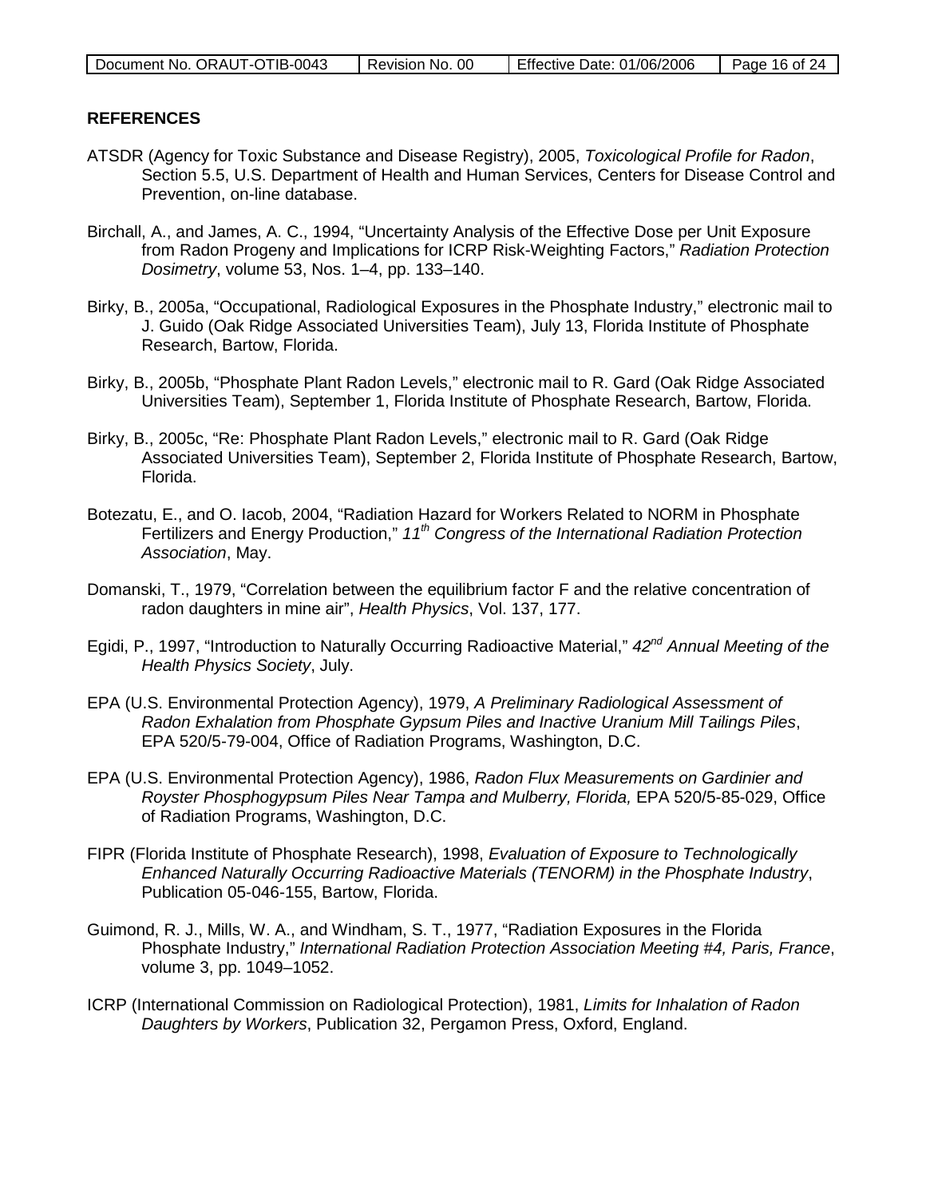## REFERENCES

ATSDR (Agency for Toxic Substance and Disease Registry), 2005, *Toxicological Profile for Radon*, Section 5.5, U.S. Department of Health and Human Services, Centers for Disease Control and Prevention, on-line database.

Birchall, A., and James, A. C., 1994, "Uncertainty Analysis of the Effective Dose per Unit Exposure from Radon Progeny and Implications for ICRP Risk-Weighting Factors," *Radiation Protection Dosimetry*, volume 53, Nos. 1–4, pp. 133–140.

Birky, B., 2005a, "Occupational, Radiological Exposures in the Phosphate Industry," electronic mail to J. Guido (Oak Ridge Associated Universities Team), July 13, Florida Institute of Phosphate Research, Bartow, Florida.

Birky, B., 2005b, "Phosphate Plant Radon Levels," electronic mail to R. Gard (Oak Ridge Associated Universities Team), September 1, Florida Institute of Phosphate Research, Bartow, Florida.

Birky, B., 2005c, "Re: Phosphate Plant Radon Levels," electronic mail to R. Gard (Oak Ridge Associated Universities Team), September 2, Florida Institute of Phosphate Research, Bartow, Florida.

Botezatu, E., and O. Iacob, 2004, "Radiation Hazard for Workers Related to NORM in Phosphate Fertilizers and Energy Production," *11th Congress of the International Radiation Protection Association*, May.

Domanski, T., 1979, "Correlation between the equilibrium factor F and the relative concentration of radon daughters in mine air", *Health Physics*, Vol. 137, 177.

Egidi, P., 1997, "Introduction to Naturally Occurring Radioactive Material," *42nd Annual Meeting of the Health Physics Society*, July.

EPA (U.S. Environmental Protection Agency), 1979, *A Preliminary Radiological Assessment of Radon Exhalation from Phosphate Gypsum Piles and Inactive Uranium Mill Tailings Piles*, EPA 520/5-79-004, Office of Radiation Programs, Washington, D.C.

EPA (U.S. Environmental Protection Agency), 1986, *Radon Flux Measurements on Gardinier and Royster Phosphogypsum Piles Near Tampa and Mulberry, Florida,* EPA 520/5-85-029, Office of Radiation Programs, Washington, D.C.

FIPR (Florida Institute of Phosphate Research), 1998, *Evaluation of Exposure to Technologically Enhanced Naturally Occurring Radioactive Materials (TENORM) in the Phosphate Industry*, Publication 05-046-155, Bartow, Florida.

Guimond, R. J., Mills, W. A., and Windham, S. T., 1977, "Radiation Exposures in the Florida Phosphate Industry," *International Radiation Protection Association Meeting #4, Paris, France*, volume 3, pp. 1049–1052.

ICRP (International Commission on Radiological Protection), 1981, *Limits for Inhalation of Radon Daughters by Workers*, Publication 32, Pergamon Press, Oxford, England.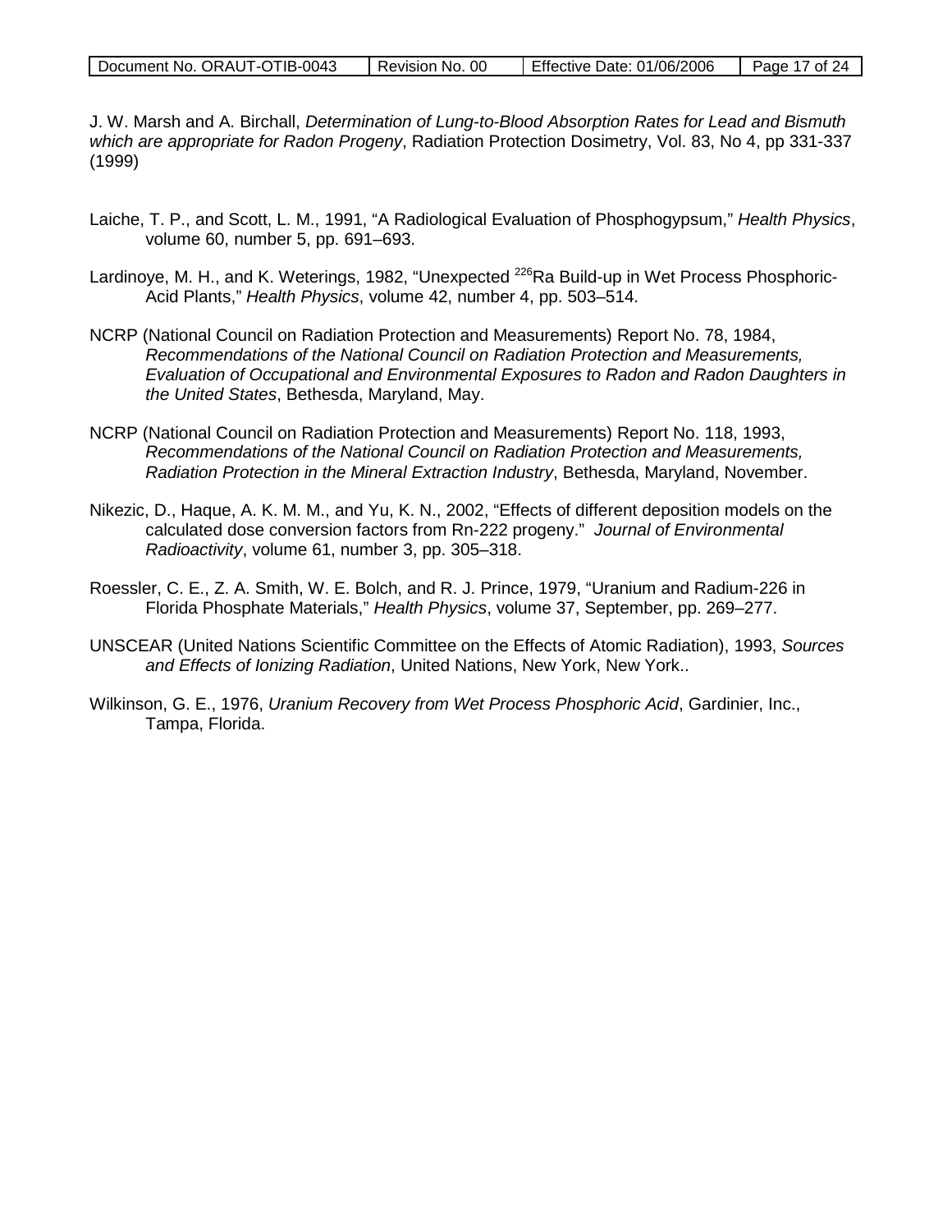J. W. Marsh and A. Birchall, *Determination of Lung-to-Blood Absorption Rates for Lead and Bismuth which are appropriate for Radon Progeny*, Radiation Protection Dosimetry, Vol. 83, No 4, pp 331-337 (1999)

Laiche, T. P., and Scott, L. M., 1991, "A Radiological Evaluation of Phosphogypsum," *Health Physics*, volume 60, number 5, pp. 691–693.

Lardinoye, M. H., and K. Weterings, 1982, "Unexpected $^{226}$Ra Build-up in Wet Process Phosphoric-Acid Plants," *Health Physics*, volume 42, number 4, pp. 503–514.

NCRP (National Council on Radiation Protection and Measurements) Report No. 78, 1984, *Recommendations of the National Council on Radiation Protection and Measurements, Evaluation of Occupational and Environmental Exposures to Radon and Radon Daughters in the United States*, Bethesda, Maryland, May.

NCRP (National Council on Radiation Protection and Measurements) Report No. 118, 1993, *Recommendations of the National Council on Radiation Protection and Measurements, Radiation Protection in the Mineral Extraction Industry*, Bethesda, Maryland, November.

Nikezic, D., Haque, A. K. M. M., and Yu, K. N., 2002, "Effects of different deposition models on the calculated dose conversion factors from Rn-222 progeny." *Journal of Environmental Radioactivity*, volume 61, number 3, pp. 305–318.

Roessler, C. E., Z. A. Smith, W. E. Bolch, and R. J. Prince, 1979, "Uranium and Radium-226 in Florida Phosphate Materials," *Health Physics*, volume 37, September, pp. 269–277.

UNSCEAR (United Nations Scientific Committee on the Effects of Atomic Radiation), 1993, *Sources and Effects of Ionizing Radiation*, United Nations, New York, New York..

Wilkinson, G. E., 1976, *Uranium Recovery from Wet Process Phosphoric Acid*, Gardinier, Inc., Tampa, Florida.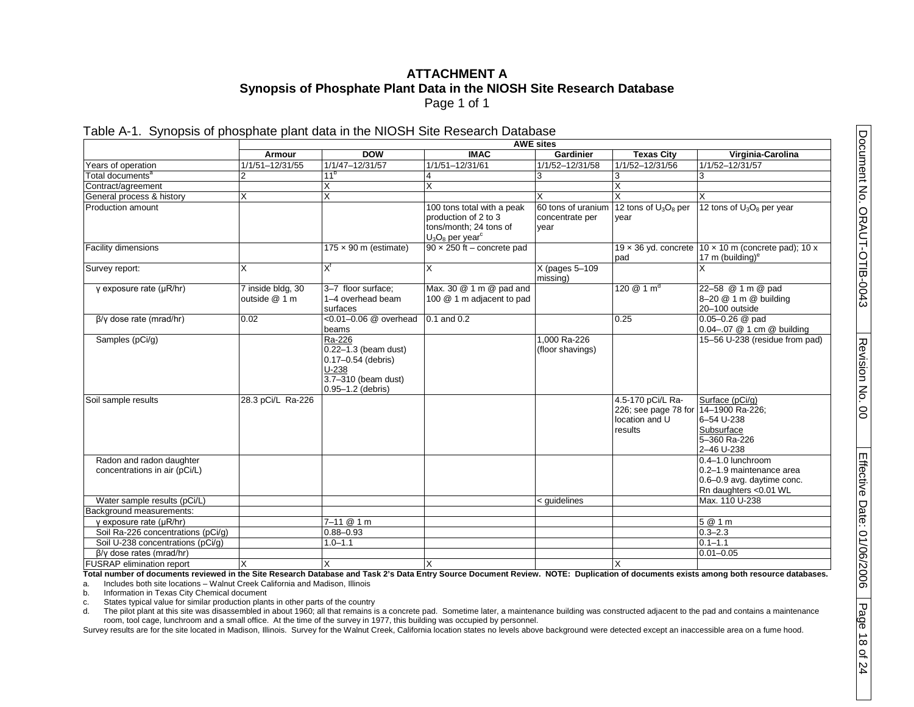# ATTACHMENT A
## Synopsis of Phosphate Plant Data in the NIOSH Site Research Database

Page 1 of 1

Table A-1. Synopsis of phosphate plant data in the NIOSH Site Research Database

| | AWE sites | | | | | |
|---|---|---|---|---|---|---|
| | Armour | DOW | IMAC | Gardinier | Texas City | Virginia-Carolina |
| Years of operation | 1/1/51–12/31/55 | 1/1/47–12/31/57 | 1/1/51–12/31/61 | 1/1/52–12/31/58 | 1/1/52–12/31/56 | 1/1/52–12/31/57 |
| Total documents[a] | 2 | 11[b] | 4 | 3 | 3 | 3 |
| Contract/agreement | | X | X | | X | |
| General process & history | X | X | | X | X | X |
| Production amount | | | 100 tons total with a peak production of 2 to 3 tons/month; 24 tons of $U_3O_8$ per year[c] | 60 tons of uranium concentrate per year | 12 tons of $U_3O_8$ per year | 12 tons of $U_3O_8$ per year |
| Facility dimensions | | 175 × 90 m (estimate) | 90 × 250 ft – concrete pad | | 19 × 36 yd. concrete pad | 10 × 10 m (concrete pad); 10 x 17 m (building)[e] |
| Survey report: | X | X[f] | X | X (pages 5–109 missing) | | X |
| γ exposure rate (μR/hr) | 7 inside bldg, 30 outside @ 1 m | 3–7 floor surface; 1–4 overhead beam surfaces | Max. 30 @ 1 m @ pad and 100 @ 1 m adjacent to pad | | 120 @ 1 m[d] | 22–58 @ 1 m @ pad<br>8–20 @ 1 m @ building<br>20–100 outside |
| β/γ dose rate (mrad/hr) | 0.02 | <0.01–0.06 @ overhead beams | 0.1 and 0.2 | | 0.25 | 0.05–0.26 @ pad<br>0.04–.07 @ 1 cm @ building |
| Samples (pCi/g) | | Ra-226<br>0.22–1.3 (beam dust)<br>0.17–0.54 (debris)<br>U-238<br>3.7–310 (beam dust)<br>0.95–1.2 (debris) | | 1,000 Ra-226 (floor shavings) | | 15–56 U-238 (residue from pad) |
| Soil sample results | 28.3 pCi/L Ra-226 | | | | 4.5-170 pCi/L Ra-226; see page 78 for location and U results | Surface (pCi/g)<br>14–1900 Ra-226;<br>6–54 U-238<br>Subsurface<br>5–360 Ra-226<br>2–46 U-238 |
| Radon and radon daughter concentrations in air (pCi/L) | | | | | | 0.4–1.0 lunchroom<br>0.2–1.9 maintenance area<br>0.6–0.9 avg. daytime conc.<br>Rn daughters <0.01 WL |
| Water sample results (pCi/L) | | | | < guidelines | | Max. 110 U-238 |
| Background measurements: | | | | | | |
| γ exposure rate (μR/hr) | | 7–11 @ 1 m | | | | 5 @ 1 m |
| Soil Ra-226 concentrations (pCi/g) | | 0.88–0.93 | | | | 0.3–2.3 |
| Soil U-238 concentrations (pCi/g) | | 1.0–1.1 | | | | 0.1–1.1 |
| β/γ dose rates (mrad/hr) | | | | | | 0.01–0.05 |
| FUSRAP elimination report | X | X | X | | X | |

**Total number of documents reviewed in the Site Research Database and Task 2's Data Entry Source Document Review. NOTE: Duplication of documents exists among both resource databases.**

a. Includes both site locations – Walnut Creek California and Madison, Illinois
b. Information in Texas City Chemical document
c. States typical value for similar production plants in other parts of the country
d. The pilot plant at this site was disassembled in about 1960; all that remains is a concrete pad. Sometime later, a maintenance building was constructed adjacent to the pad and contains a maintenance room, tool cage, lunchroom and a small office. At the time of the survey in 1977, this building was occupied by personnel.

Survey results are for the site located in Madison, Illinois. Survey for the Walnut Creek, California location states no levels above background were detected except an inaccessible area on a fume hood.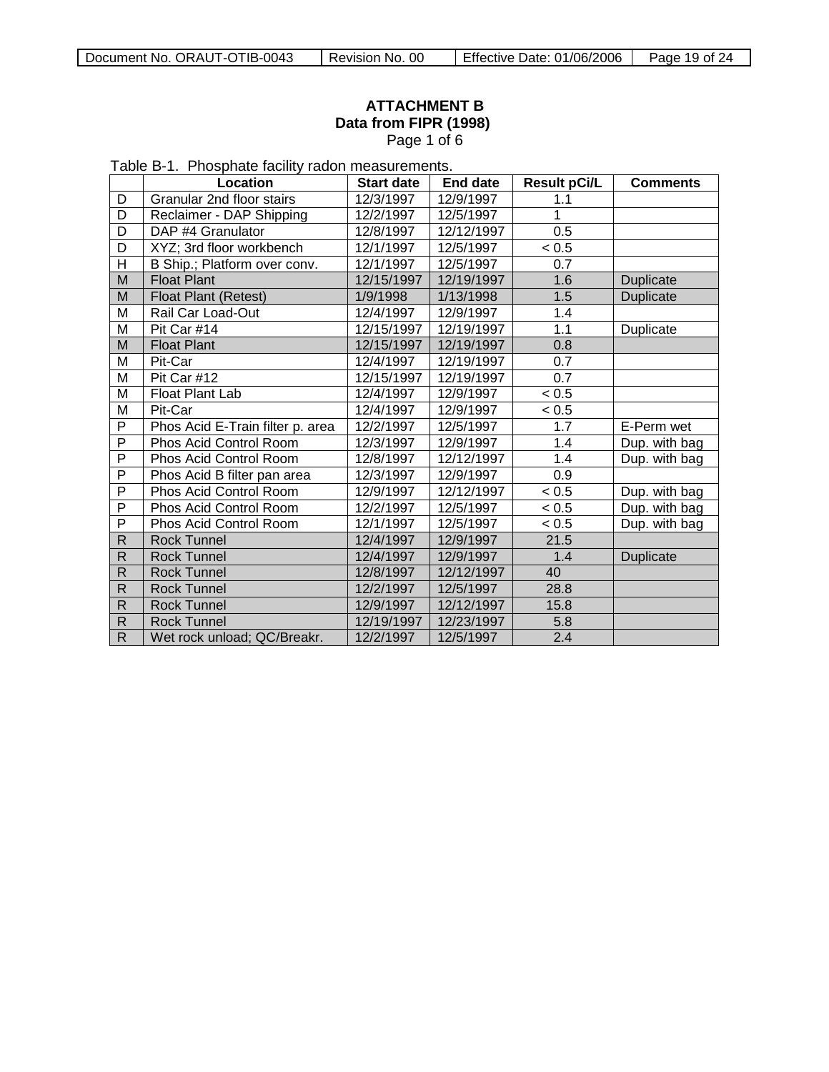**ATTACHMENT B**
**Data from FIPR (1998)**
Page 1 of 6

Table B-1. Phosphate facility radon measurements.

| | Location | Start date | End date | Result pCi/L | Comments |
|---|---|---|---|---|---|
| D | Granular 2nd floor stairs | 12/3/1997 | 12/9/1997 | 1.1 | |
| D | Reclaimer - DAP Shipping | 12/2/1997 | 12/5/1997 | 1 | |
| D | DAP #4 Granulator | 12/8/1997 | 12/12/1997 | 0.5 | |
| D | XYZ; 3rd floor workbench | 12/1/1997 | 12/5/1997 | < 0.5 | |
| H | B Ship.; Platform over conv. | 12/1/1997 | 12/5/1997 | 0.7 | |
| M | Float Plant | 12/15/1997 | 12/19/1997 | 1.6 | Duplicate |
| M | Float Plant (Retest) | 1/9/1998 | 1/13/1998 | 1.5 | Duplicate |
| M | Rail Car Load-Out | 12/4/1997 | 12/9/1997 | 1.4 | |
| M | Pit Car #14 | 12/15/1997 | 12/19/1997 | 1.1 | Duplicate |
| M | Float Plant | 12/15/1997 | 12/19/1997 | 0.8 | |
| M | Pit-Car | 12/4/1997 | 12/19/1997 | 0.7 | |
| M | Pit Car #12 | 12/15/1997 | 12/19/1997 | 0.7 | |
| M | Float Plant Lab | 12/4/1997 | 12/9/1997 | < 0.5 | |
| M | Pit-Car | 12/4/1997 | 12/9/1997 | < 0.5 | |
| P | Phos Acid E-Train filter p. area | 12/2/1997 | 12/5/1997 | 1.7 | E-Perm wet |
| P | Phos Acid Control Room | 12/3/1997 | 12/9/1997 | 1.4 | Dup. with bag |
| P | Phos Acid Control Room | 12/8/1997 | 12/12/1997 | 1.4 | Dup. with bag |
| P | Phos Acid B filter pan area | 12/3/1997 | 12/9/1997 | 0.9 | |
| P | Phos Acid Control Room | 12/9/1997 | 12/12/1997 | < 0.5 | Dup. with bag |
| P | Phos Acid Control Room | 12/2/1997 | 12/5/1997 | < 0.5 | Dup. with bag |
| P | Phos Acid Control Room | 12/1/1997 | 12/5/1997 | < 0.5 | Dup. with bag |
| R | Rock Tunnel | 12/4/1997 | 12/9/1997 | 21.5 | |
| R | Rock Tunnel | 12/4/1997 | 12/9/1997 | 1.4 | Duplicate |
| R | Rock Tunnel | 12/8/1997 | 12/12/1997 | 40 | |
| R | Rock Tunnel | 12/2/1997 | 12/5/1997 | 28.8 | |
| R | Rock Tunnel | 12/9/1997 | 12/12/1997 | 15.8 | |
| R | Rock Tunnel | 12/19/1997 | 12/23/1997 | 5.8 | |
| R | Wet rock unload; QC/Breakr. | 12/2/1997 | 12/5/1997 | 2.4 | |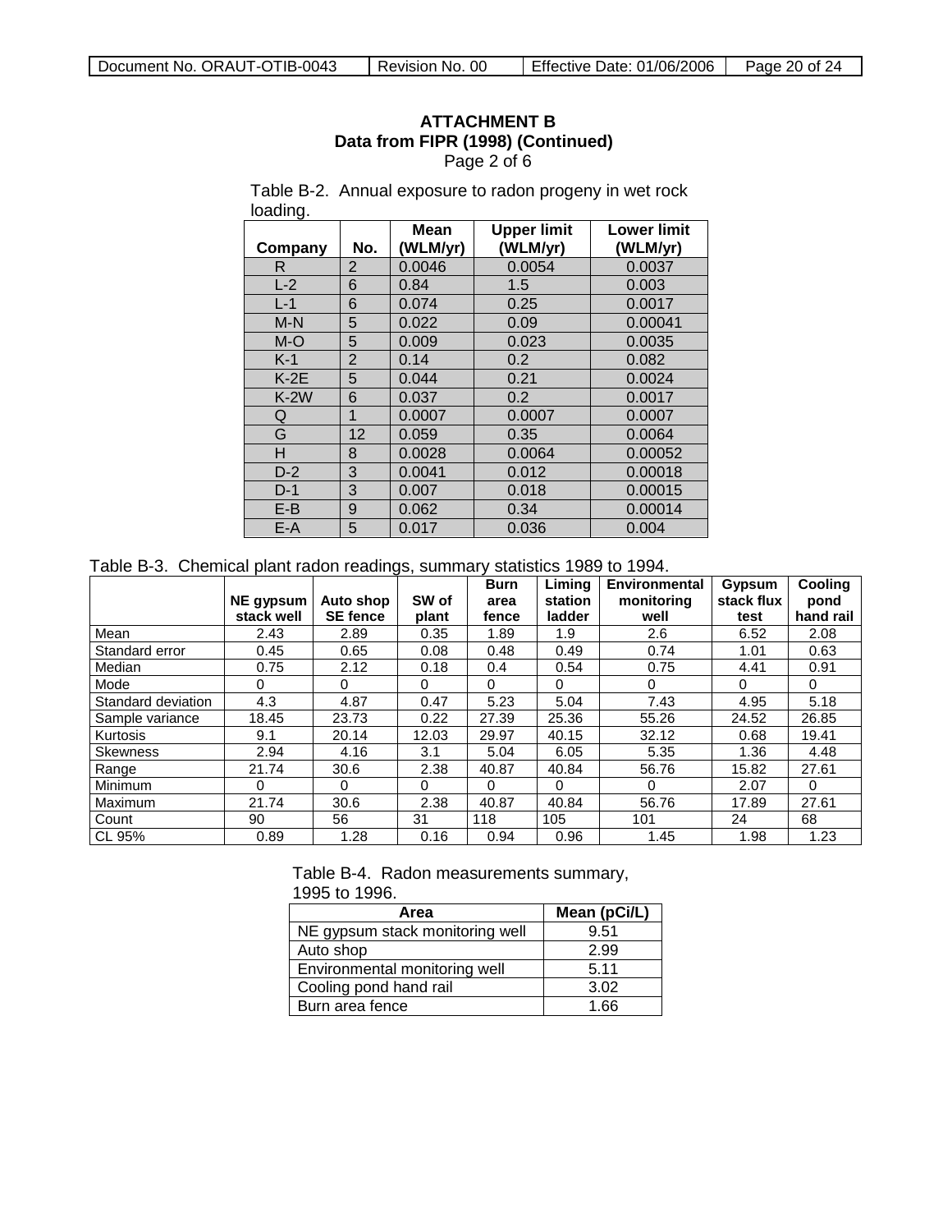**ATTACHMENT B**
**Data from FIPR (1998) (Continued)**
Page 2 of 6

Table B-2. Annual exposure to radon progeny in wet rock loading.

| Company | No. | Mean (WLM/yr) | Upper limit (WLM/yr) | Lower limit (WLM/yr) |
|---|---|---|---|---|
| R | 2 | 0.0046 | 0.0054 | 0.0037 |
| L-2 | 6 | 0.84 | 1.5 | 0.003 |
| L-1 | 6 | 0.074 | 0.25 | 0.0017 |
| M-N | 5 | 0.022 | 0.09 | 0.00041 |
| M-O | 5 | 0.009 | 0.023 | 0.0035 |
| K-1 | 2 | 0.14 | 0.2 | 0.082 |
| K-2E | 5 | 0.044 | 0.21 | 0.0024 |
| K-2W | 6 | 0.037 | 0.2 | 0.0017 |
| Q | 1 | 0.0007 | 0.0007 | 0.0007 |
| G | 12 | 0.059 | 0.35 | 0.0064 |
| H | 8 | 0.0028 | 0.0064 | 0.00052 |
| D-2 | 3 | 0.0041 | 0.012 | 0.00018 |
| D-1 | 3 | 0.007 | 0.018 | 0.00015 |
| E-B | 9 | 0.062 | 0.34 | 0.00014 |
| E-A | 5 | 0.017 | 0.036 | 0.004 |

Table B-3. Chemical plant radon readings, summary statistics 1989 to 1994.

| | NE gypsum stack well | Auto shop SE fence | SW of plant | Burn area fence | Liming station ladder | Environmental monitoring well | Gypsum stack flux test | Cooling pond hand rail |
|---|---|---|---|---|---|---|---|---|
| Mean | 2.43 | 2.89 | 0.35 | 1.89 | 1.9 | 2.6 | 6.52 | 2.08 |
| Standard error | 0.45 | 0.65 | 0.08 | 0.48 | 0.49 | 0.74 | 1.01 | 0.63 |
| Median | 0.75 | 2.12 | 0.18 | 0.4 | 0.54 | 0.75 | 4.41 | 0.91 |
| Mode | 0 | 0 | 0 | 0 | 0 | 0 | 0 | 0 |
| Standard deviation | 4.3 | 4.87 | 0.47 | 5.23 | 5.04 | 7.43 | 4.95 | 5.18 |
| Sample variance | 18.45 | 23.73 | 0.22 | 27.39 | 25.36 | 55.26 | 24.52 | 26.85 |
| Kurtosis | 9.1 | 20.14 | 12.03 | 29.97 | 40.15 | 32.12 | 0.68 | 19.41 |
| Skewness | 2.94 | 4.16 | 3.1 | 5.04 | 6.05 | 5.35 | 1.36 | 4.48 |
| Range | 21.74 | 30.6 | 2.38 | 40.87 | 40.84 | 56.76 | 15.82 | 27.61 |
| Minimum | 0 | 0 | 0 | 0 | 0 | 0 | 2.07 | 0 |
| Maximum | 21.74 | 30.6 | 2.38 | 40.87 | 40.84 | 56.76 | 17.89 | 27.61 |
| Count | 90 | 56 | 31 | 118 | 105 | 101 | 24 | 68 |
| CL 95% | 0.89 | 1.28 | 0.16 | 0.94 | 0.96 | 1.45 | 1.98 | 1.23 |

Table B-4. Radon measurements summary, 1995 to 1996.

| Area | Mean (pCi/L) |
|---|---|
| NE gypsum stack monitoring well | 9.51 |
| Auto shop | 2.99 |
| Environmental monitoring well | 5.11 |
| Cooling pond hand rail | 3.02 |
| Burn area fence | 1.66 |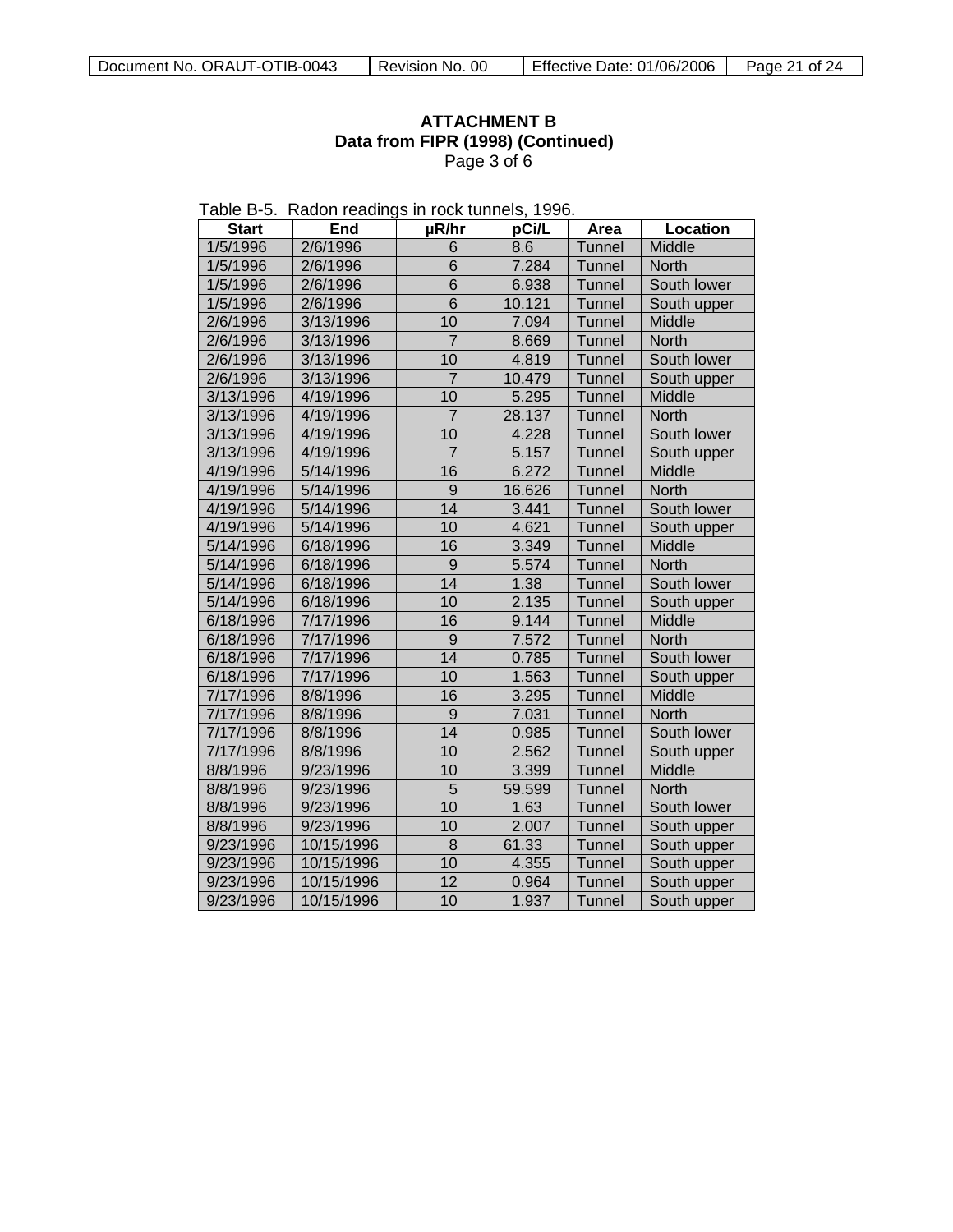**ATTACHMENT B**
**Data from FIPR (1998) (Continued)**
Page 3 of 6

Table B-5. Radon readings in rock tunnels, 1996.

| Start | End | μR/hr | pCi/L | Area | Location |
|---|---|---|---|---|---|
| 1/5/1996 | 2/6/1996 | 6 | 8.6 | Tunnel | Middle |
| 1/5/1996 | 2/6/1996 | 6 | 7.284 | Tunnel | North |
| 1/5/1996 | 2/6/1996 | 6 | 6.938 | Tunnel | South lower |
| 1/5/1996 | 2/6/1996 | 6 | 10.121 | Tunnel | South upper |
| 2/6/1996 | 3/13/1996 | 10 | 7.094 | Tunnel | Middle |
| 2/6/1996 | 3/13/1996 | 7 | 8.669 | Tunnel | North |
| 2/6/1996 | 3/13/1996 | 10 | 4.819 | Tunnel | South lower |
| 2/6/1996 | 3/13/1996 | 7 | 10.479 | Tunnel | South upper |
| 3/13/1996 | 4/19/1996 | 10 | 5.295 | Tunnel | Middle |
| 3/13/1996 | 4/19/1996 | 7 | 28.137 | Tunnel | North |
| 3/13/1996 | 4/19/1996 | 10 | 4.228 | Tunnel | South lower |
| 3/13/1996 | 4/19/1996 | 7 | 5.157 | Tunnel | South upper |
| 4/19/1996 | 5/14/1996 | 16 | 6.272 | Tunnel | Middle |
| 4/19/1996 | 5/14/1996 | 9 | 16.626 | Tunnel | North |
| 4/19/1996 | 5/14/1996 | 14 | 3.441 | Tunnel | South lower |
| 4/19/1996 | 5/14/1996 | 10 | 4.621 | Tunnel | South upper |
| 5/14/1996 | 6/18/1996 | 16 | 3.349 | Tunnel | Middle |
| 5/14/1996 | 6/18/1996 | 9 | 5.574 | Tunnel | North |
| 5/14/1996 | 6/18/1996 | 14 | 1.38 | Tunnel | South lower |
| 5/14/1996 | 6/18/1996 | 10 | 2.135 | Tunnel | South upper |
| 6/18/1996 | 7/17/1996 | 16 | 9.144 | Tunnel | Middle |
| 6/18/1996 | 7/17/1996 | 9 | 7.572 | Tunnel | North |
| 6/18/1996 | 7/17/1996 | 14 | 0.785 | Tunnel | South lower |
| 6/18/1996 | 7/17/1996 | 10 | 1.563 | Tunnel | South upper |
| 7/17/1996 | 8/8/1996 | 16 | 3.295 | Tunnel | Middle |
| 7/17/1996 | 8/8/1996 | 9 | 7.031 | Tunnel | North |
| 7/17/1996 | 8/8/1996 | 14 | 0.985 | Tunnel | South lower |
| 7/17/1996 | 8/8/1996 | 10 | 2.562 | Tunnel | South upper |
| 8/8/1996 | 9/23/1996 | 10 | 3.399 | Tunnel | Middle |
| 8/8/1996 | 9/23/1996 | 5 | 59.599 | Tunnel | North |
| 8/8/1996 | 9/23/1996 | 10 | 1.63 | Tunnel | South lower |
| 8/8/1996 | 9/23/1996 | 10 | 2.007 | Tunnel | South upper |
| 9/23/1996 | 10/15/1996 | 8 | 61.33 | Tunnel | South upper |
| 9/23/1996 | 10/15/1996 | 10 | 4.355 | Tunnel | South upper |
| 9/23/1996 | 10/15/1996 | 12 | 0.964 | Tunnel | South upper |
| 9/23/1996 | 10/15/1996 | 10 | 1.937 | Tunnel | South upper |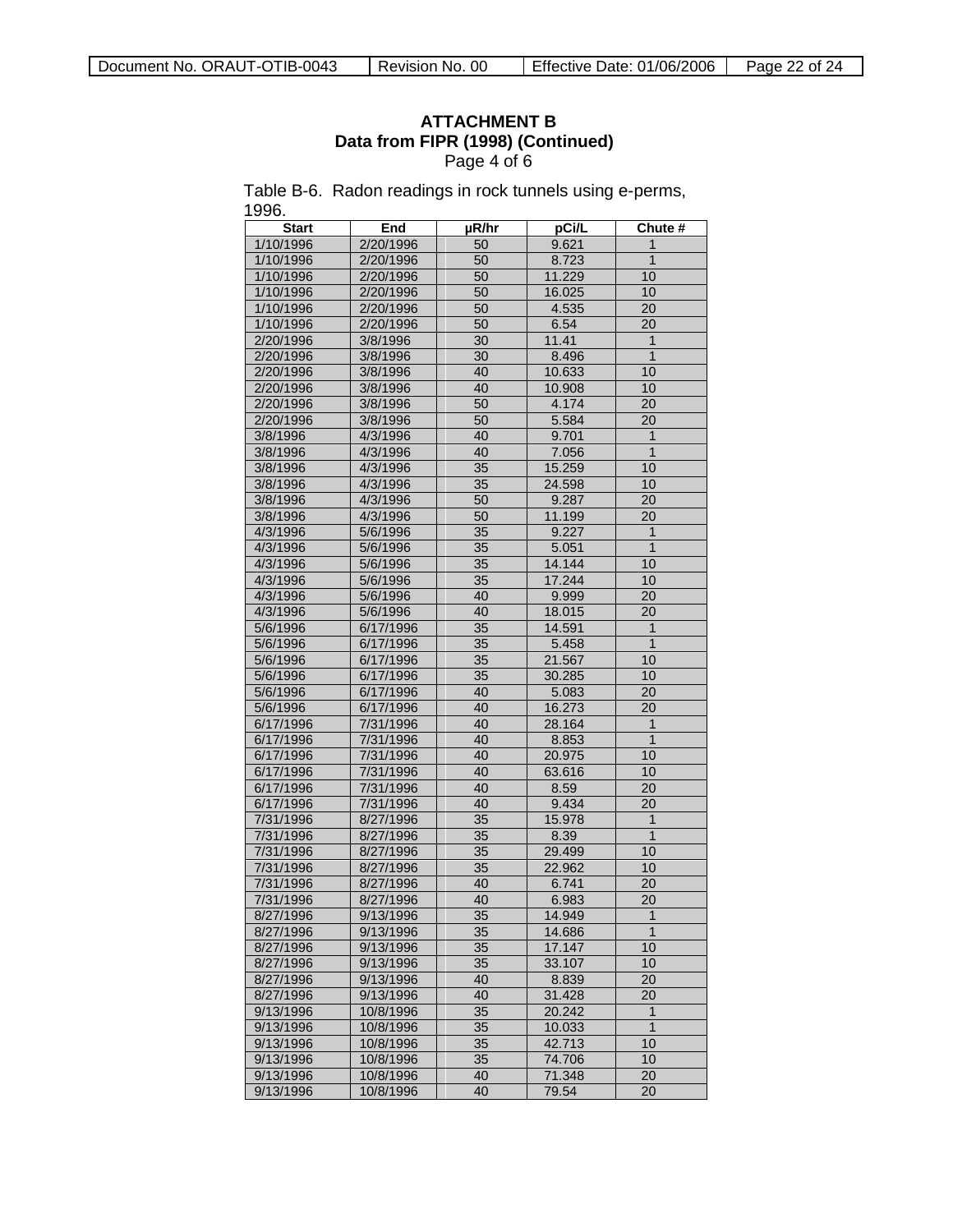## ATTACHMENT B
## Data from FIPR (1998) (Continued)
Page 4 of 6

Table B-6. Radon readings in rock tunnels using e-perms, 1996.

| Start | End | μR/hr | pCi/L | Chute # |
|---|---|---|---|---|
| 1/10/1996 | 2/20/1996 | 50 | 9.621 | 1 |
| 1/10/1996 | 2/20/1996 | 50 | 8.723 | 1 |
| 1/10/1996 | 2/20/1996 | 50 | 11.229 | 10 |
| 1/10/1996 | 2/20/1996 | 50 | 16.025 | 10 |
| 1/10/1996 | 2/20/1996 | 50 | 4.535 | 20 |
| 1/10/1996 | 2/20/1996 | 50 | 6.54 | 20 |
| 2/20/1996 | 3/8/1996 | 30 | 11.41 | 1 |
| 2/20/1996 | 3/8/1996 | 30 | 8.496 | 1 |
| 2/20/1996 | 3/8/1996 | 40 | 10.633 | 10 |
| 2/20/1996 | 3/8/1996 | 40 | 10.908 | 10 |
| 2/20/1996 | 3/8/1996 | 50 | 4.174 | 20 |
| 2/20/1996 | 3/8/1996 | 50 | 5.584 | 20 |
| 3/8/1996 | 4/3/1996 | 40 | 9.701 | 1 |
| 3/8/1996 | 4/3/1996 | 40 | 7.056 | 1 |
| 3/8/1996 | 4/3/1996 | 35 | 15.259 | 10 |
| 3/8/1996 | 4/3/1996 | 35 | 24.598 | 10 |
| 3/8/1996 | 4/3/1996 | 50 | 9.287 | 20 |
| 3/8/1996 | 4/3/1996 | 50 | 11.199 | 20 |
| 4/3/1996 | 5/6/1996 | 35 | 9.227 | 1 |
| 4/3/1996 | 5/6/1996 | 35 | 5.051 | 1 |
| 4/3/1996 | 5/6/1996 | 35 | 14.144 | 10 |
| 4/3/1996 | 5/6/1996 | 35 | 17.244 | 10 |
| 4/3/1996 | 5/6/1996 | 40 | 9.999 | 20 |
| 4/3/1996 | 5/6/1996 | 40 | 18.015 | 20 |
| 5/6/1996 | 6/17/1996 | 35 | 14.591 | 1 |
| 5/6/1996 | 6/17/1996 | 35 | 5.458 | 1 |
| 5/6/1996 | 6/17/1996 | 35 | 21.567 | 10 |
| 5/6/1996 | 6/17/1996 | 35 | 30.285 | 10 |
| 5/6/1996 | 6/17/1996 | 40 | 5.083 | 20 |
| 5/6/1996 | 6/17/1996 | 40 | 16.273 | 20 |
| 6/17/1996 | 7/31/1996 | 40 | 28.164 | 1 |
| 6/17/1996 | 7/31/1996 | 40 | 8.853 | 1 |
| 6/17/1996 | 7/31/1996 | 40 | 20.975 | 10 |
| 6/17/1996 | 7/31/1996 | 40 | 63.616 | 10 |
| 6/17/1996 | 7/31/1996 | 40 | 8.59 | 20 |
| 6/17/1996 | 7/31/1996 | 40 | 9.434 | 20 |
| 7/31/1996 | 8/27/1996 | 35 | 15.978 | 1 |
| 7/31/1996 | 8/27/1996 | 35 | 8.39 | 1 |
| 7/31/1996 | 8/27/1996 | 35 | 29.499 | 10 |
| 7/31/1996 | 8/27/1996 | 35 | 22.962 | 10 |
| 7/31/1996 | 8/27/1996 | 40 | 6.741 | 20 |
| 7/31/1996 | 8/27/1996 | 40 | 6.983 | 20 |
| 8/27/1996 | 9/13/1996 | 35 | 14.949 | 1 |
| 8/27/1996 | 9/13/1996 | 35 | 14.686 | 1 |
| 8/27/1996 | 9/13/1996 | 35 | 17.147 | 10 |
| 8/27/1996 | 9/13/1996 | 35 | 33.107 | 10 |
| 8/27/1996 | 9/13/1996 | 40 | 8.839 | 20 |
| 8/27/1996 | 9/13/1996 | 40 | 31.428 | 20 |
| 9/13/1996 | 10/8/1996 | 35 | 20.242 | 1 |
| 9/13/1996 | 10/8/1996 | 35 | 10.033 | 1 |
| 9/13/1996 | 10/8/1996 | 35 | 42.713 | 10 |
| 9/13/1996 | 10/8/1996 | 35 | 74.706 | 10 |
| 9/13/1996 | 10/8/1996 | 40 | 71.348 | 20 |
| 9/13/1996 | 10/8/1996 | 40 | 79.54 | 20 |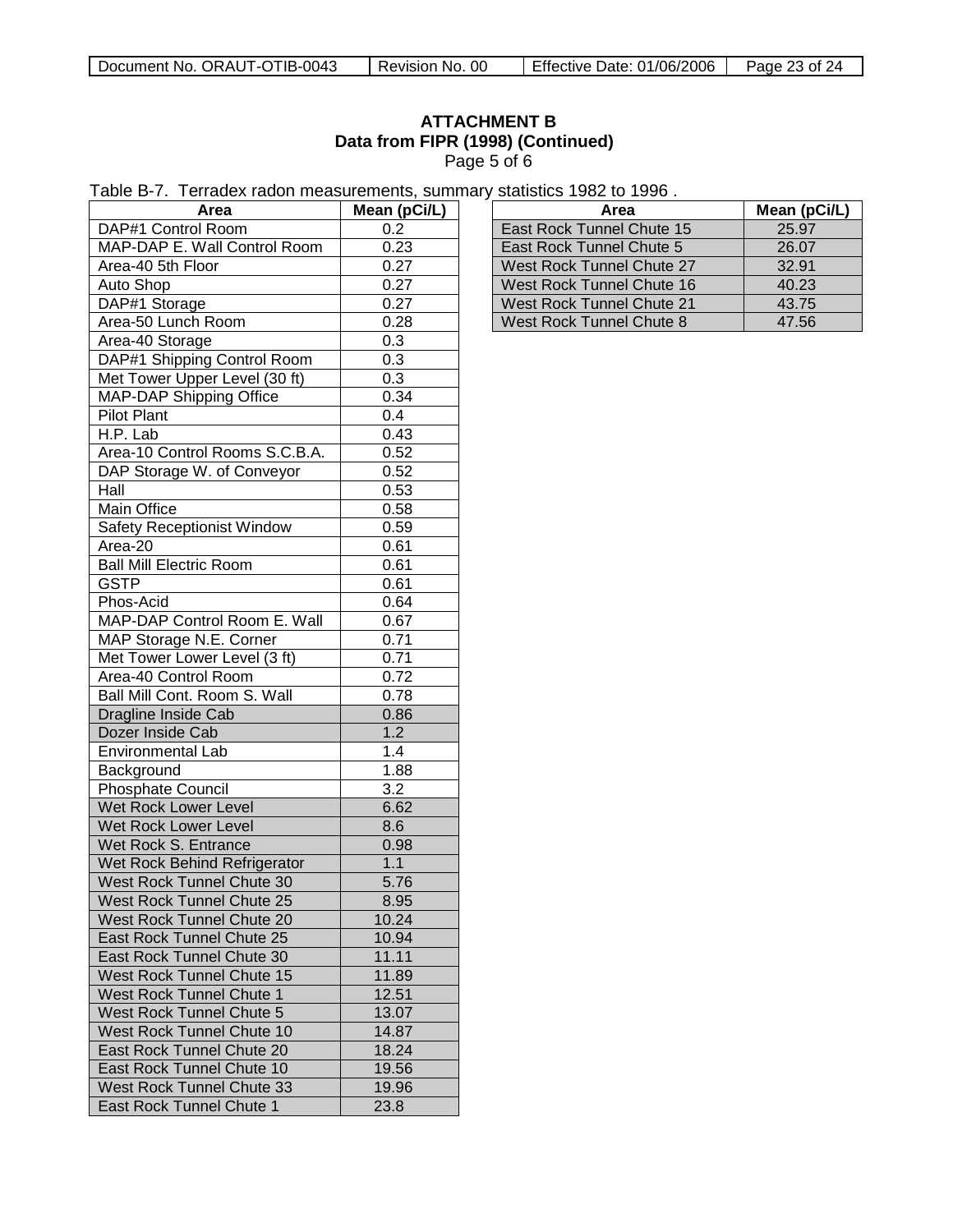**ATTACHMENT B**
**Data from FIPR (1998) (Continued)**
Page 5 of 6

Table B-7. Terradex radon measurements, summary statistics 1982 to 1996 .

| Area | Mean (pCi/L) |
|---|---|
| DAP#1 Control Room | 0.2 |
| MAP-DAP E. Wall Control Room | 0.23 |
| Area-40 5th Floor | 0.27 |
| Auto Shop | 0.27 |
| DAP#1 Storage | 0.27 |
| Area-50 Lunch Room | 0.28 |
| Area-40 Storage | 0.3 |
| DAP#1 Shipping Control Room | 0.3 |
| Met Tower Upper Level (30 ft) | 0.3 |
| MAP-DAP Shipping Office | 0.34 |
| Pilot Plant | 0.4 |
| H.P. Lab | 0.43 |
| Area-10 Control Rooms S.C.B.A. | 0.52 |
| DAP Storage W. of Conveyor | 0.52 |
| Hall | 0.53 |
| Main Office | 0.58 |
| Safety Receptionist Window | 0.59 |
| Area-20 | 0.61 |
| Ball Mill Electric Room | 0.61 |
| GSTP | 0.61 |
| Phos-Acid | 0.64 |
| MAP-DAP Control Room E. Wall | 0.67 |
| MAP Storage N.E. Corner | 0.71 |
| Met Tower Lower Level (3 ft) | 0.71 |
| Area-40 Control Room | 0.72 |
| Ball Mill Cont. Room S. Wall | 0.78 |
| Dragline Inside Cab | 0.86 |
| Dozer Inside Cab | 1.2 |
| Environmental Lab | 1.4 |
| Background | 1.88 |
| Phosphate Council | 3.2 |
| Wet Rock Lower Level | 6.62 |
| Wet Rock Lower Level | 8.6 |
| Wet Rock S. Entrance | 0.98 |
| Wet Rock Behind Refrigerator | 1.1 |
| West Rock Tunnel Chute 30 | 5.76 |
| West Rock Tunnel Chute 25 | 8.95 |
| West Rock Tunnel Chute 20 | 10.24 |
| East Rock Tunnel Chute 25 | 10.94 |
| East Rock Tunnel Chute 30 | 11.11 |
| West Rock Tunnel Chute 15 | 11.89 |
| West Rock Tunnel Chute 1 | 12.51 |
| West Rock Tunnel Chute 5 | 13.07 |
| West Rock Tunnel Chute 10 | 14.87 |
| East Rock Tunnel Chute 20 | 18.24 |
| East Rock Tunnel Chute 10 | 19.56 |
| West Rock Tunnel Chute 33 | 19.96 |
| East Rock Tunnel Chute 1 | 23.8 |
| East Rock Tunnel Chute 15 | 25.97 |
| East Rock Tunnel Chute 5 | 26.07 |
| West Rock Tunnel Chute 27 | 32.91 |
| West Rock Tunnel Chute 16 | 40.23 |
| West Rock Tunnel Chute 21 | 43.75 |
| West Rock Tunnel Chute 8 | 47.56 |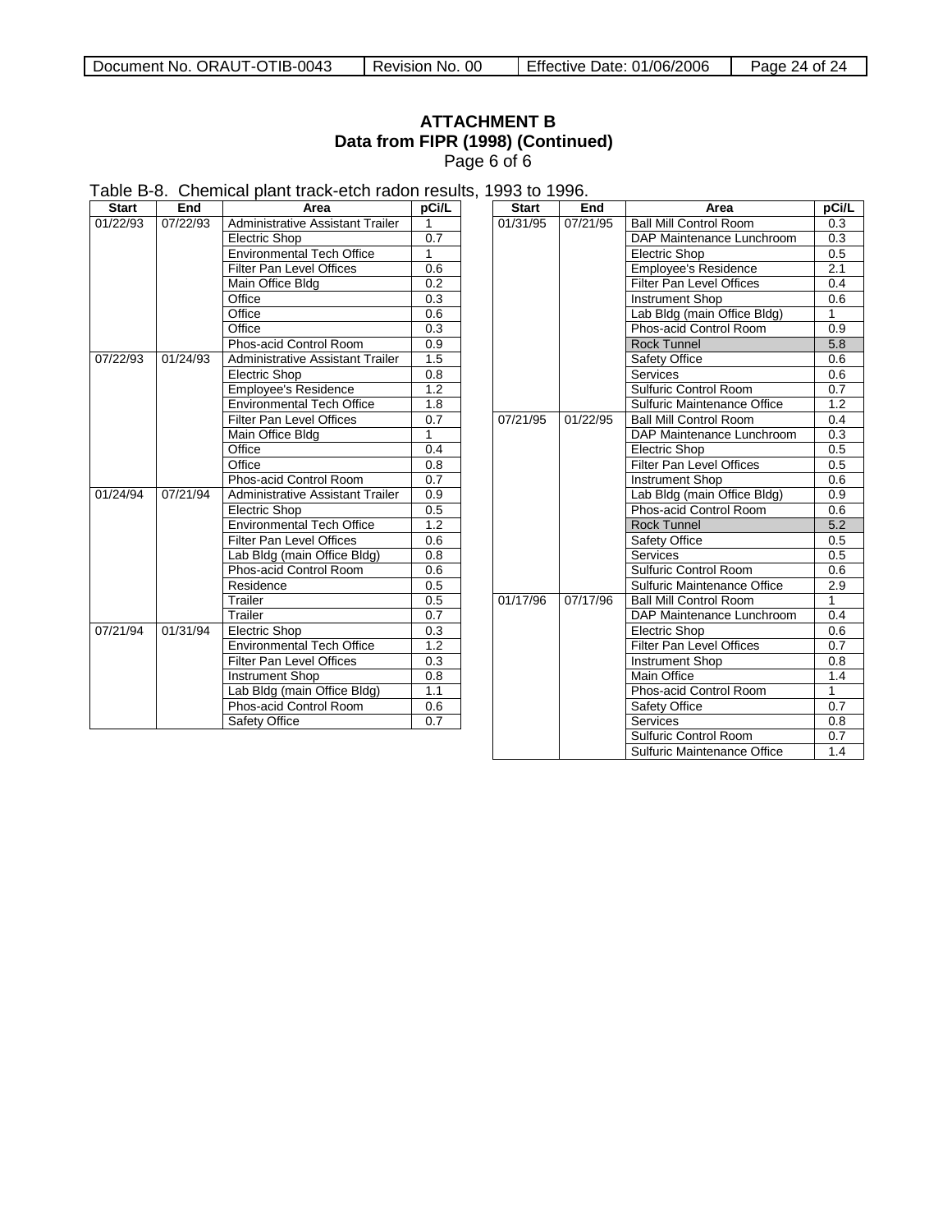**ATTACHMENT B**
**Data from FIPR (1998) (Continued)**
Page 6 of 6

Table B-8. Chemical plant track-etch radon results, 1993 to 1996.

| Start | End | Area | pCi/L |
|---|---|---|---|
| 01/22/93 | 07/22/93 | Administrative Assistant Trailer | 1 |
| | | Electric Shop | 0.7 |
| | | Environmental Tech Office | 1 |
| | | Filter Pan Level Offices | 0.6 |
| | | Main Office Bldg | 0.2 |
| | | Office | 0.3 |
| | | Office | 0.6 |
| | | Office | 0.3 |
| | | Phos-acid Control Room | 0.9 |
| 07/22/93 | 01/24/93 | Administrative Assistant Trailer | 1.5 |
| | | Electric Shop | 0.8 |
| | | Employee's Residence | 1.2 |
| | | Environmental Tech Office | 1.8 |
| | | Filter Pan Level Offices | 0.7 |
| | | Main Office Bldg | 1 |
| | | Office | 0.4 |
| | | Office | 0.8 |
| | | Phos-acid Control Room | 0.7 |
| 01/24/94 | 07/21/94 | Administrative Assistant Trailer | 0.9 |
| | | Electric Shop | 0.5 |
| | | Environmental Tech Office | 1.2 |
| | | Filter Pan Level Offices | 0.6 |
| | | Lab Bldg (main Office Bldg) | 0.8 |
| | | Phos-acid Control Room | 0.6 |
| | | Residence | 0.5 |
| | | Trailer | 0.5 |
| | | Trailer | 0.7 |
| 07/21/94 | 01/31/94 | Electric Shop | 0.3 |
| | | Environmental Tech Office | 1.2 |
| | | Filter Pan Level Offices | 0.3 |
| | | Instrument Shop | 0.8 |
| | | Lab Bldg (main Office Bldg) | 1.1 |
| | | Phos-acid Control Room | 0.6 |
| | | Safety Office | 0.7 |
| 01/31/95 | 07/21/95 | Ball Mill Control Room | 0.3 |
| | | DAP Maintenance Lunchroom | 0.3 |
| | | Electric Shop | 0.5 |
| | | Employee's Residence | 2.1 |
| | | Filter Pan Level Offices | 0.4 |
| | | Instrument Shop | 0.6 |
| | | Lab Bldg (main Office Bldg) | 1 |
| | | Phos-acid Control Room | 0.9 |
| | | Rock Tunnel | 5.8 |
| | | Safety Office | 0.6 |
| | | Services | 0.6 |
| | | Sulfuric Control Room | 0.7 |
| | | Sulfuric Maintenance Office | 1.2 |
| 07/21/95 | 01/22/95 | Ball Mill Control Room | 0.4 |
| | | DAP Maintenance Lunchroom | 0.3 |
| | | Electric Shop | 0.5 |
| | | Filter Pan Level Offices | 0.5 |
| | | Instrument Shop | 0.6 |
| | | Lab Bldg (main Office Bldg) | 0.9 |
| | | Phos-acid Control Room | 0.6 |
| | | Rock Tunnel | 5.2 |
| | | Safety Office | 0.5 |
| | | Services | 0.5 |
| | | Sulfuric Control Room | 0.6 |
| | | Sulfuric Maintenance Office | 2.9 |
| 01/17/96 | 07/17/96 | Ball Mill Control Room | 1 |
| | | DAP Maintenance Lunchroom | 0.4 |
| | | Electric Shop | 0.6 |
| | | Filter Pan Level Offices | 0.7 |
| | | Instrument Shop | 0.8 |
| | | Main Office | 1.4 |
| | | Phos-acid Control Room | 1 |
| | | Safety Office | 0.7 |
| | | Services | 0.8 |
| | | Sulfuric Control Room | 0.7 |
| | | Sulfuric Maintenance Office | 1.4 |